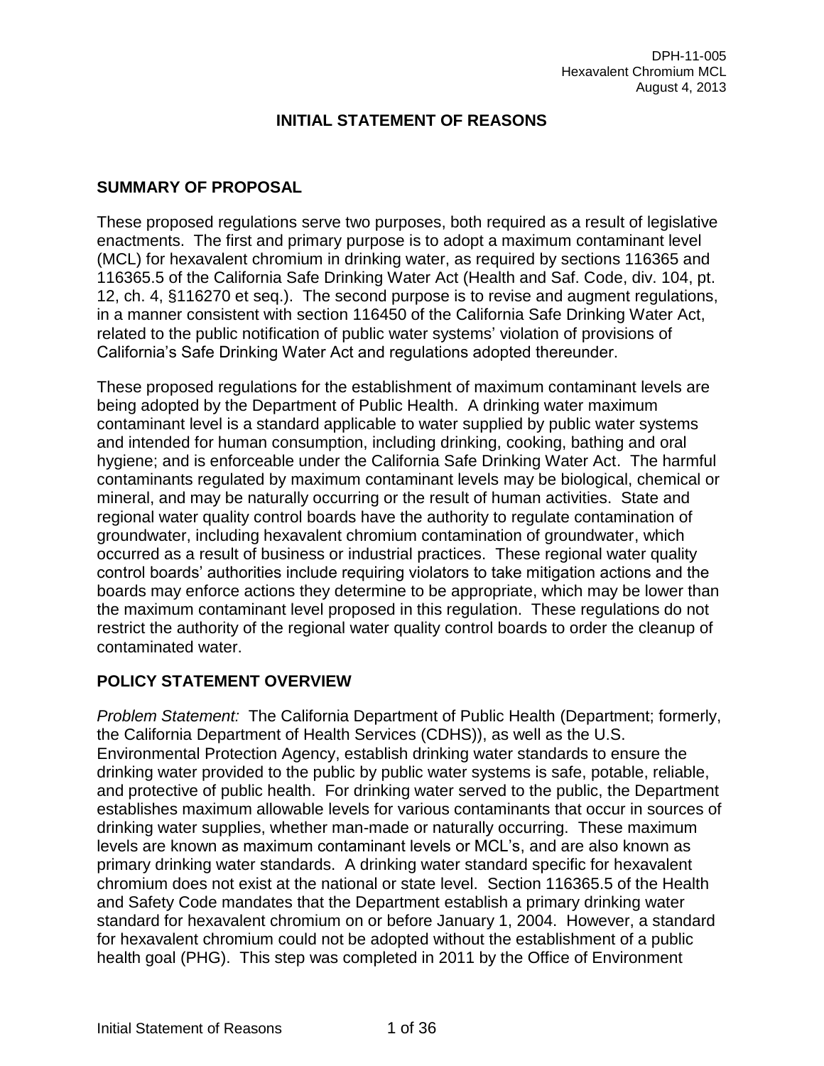DPH-11-005
Hexavalent Chromium MCL
August 4, 2013

# INITIAL STATEMENT OF REASONS

## SUMMARY OF PROPOSAL

These proposed regulations serve two purposes, both required as a result of legislative enactments. The first and primary purpose is to adopt a maximum contaminant level (MCL) for hexavalent chromium in drinking water, as required by sections 116365 and 116365.5 of the California Safe Drinking Water Act (Health and Saf. Code, div. 104, pt. 12, ch. 4, §116270 et seq.). The second purpose is to revise and augment regulations, in a manner consistent with section 116450 of the California Safe Drinking Water Act, related to the public notification of public water systems' violation of provisions of California's Safe Drinking Water Act and regulations adopted thereunder.

These proposed regulations for the establishment of maximum contaminant levels are being adopted by the Department of Public Health. A drinking water maximum contaminant level is a standard applicable to water supplied by public water systems and intended for human consumption, including drinking, cooking, bathing and oral hygiene; and is enforceable under the California Safe Drinking Water Act. The harmful contaminants regulated by maximum contaminant levels may be biological, chemical or mineral, and may be naturally occurring or the result of human activities. State and regional water quality control boards have the authority to regulate contamination of groundwater, including hexavalent chromium contamination of groundwater, which occurred as a result of business or industrial practices. These regional water quality control boards' authorities include requiring violators to take mitigation actions and the boards may enforce actions they determine to be appropriate, which may be lower than the maximum contaminant level proposed in this regulation. These regulations do not restrict the authority of the regional water quality control boards to order the cleanup of contaminated water.

## POLICY STATEMENT OVERVIEW

*Problem Statement:* The California Department of Public Health (Department; formerly, the California Department of Health Services (CDHS)), as well as the U.S. Environmental Protection Agency, establish drinking water standards to ensure the drinking water provided to the public by public water systems is safe, potable, reliable, and protective of public health. For drinking water served to the public, the Department establishes maximum allowable levels for various contaminants that occur in sources of drinking water supplies, whether man-made or naturally occurring. These maximum levels are known as maximum contaminant levels or MCL's, and are also known as primary drinking water standards. A drinking water standard specific for hexavalent chromium does not exist at the national or state level. Section 116365.5 of the Health and Safety Code mandates that the Department establish a primary drinking water standard for hexavalent chromium on or before January 1, 2004. However, a standard for hexavalent chromium could not be adopted without the establishment of a public health goal (PHG). This step was completed in 2011 by the Office of Environment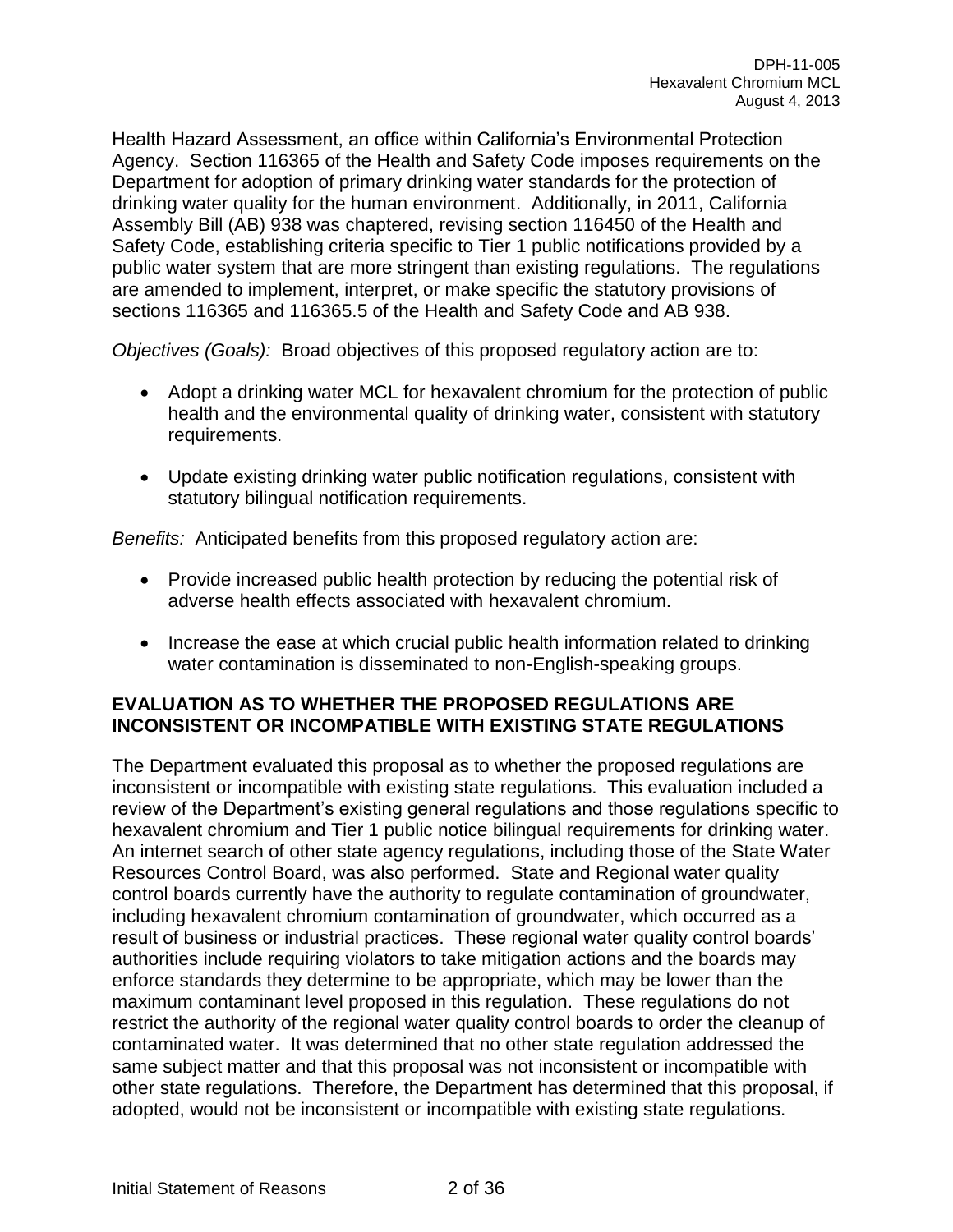Health Hazard Assessment, an office within California's Environmental Protection Agency. Section 116365 of the Health and Safety Code imposes requirements on the Department for adoption of primary drinking water standards for the protection of drinking water quality for the human environment. Additionally, in 2011, California Assembly Bill (AB) 938 was chaptered, revising section 116450 of the Health and Safety Code, establishing criteria specific to Tier 1 public notifications provided by a public water system that are more stringent than existing regulations. The regulations are amended to implement, interpret, or make specific the statutory provisions of sections 116365 and 116365.5 of the Health and Safety Code and AB 938.

*Objectives (Goals):* Broad objectives of this proposed regulatory action are to:

- Adopt a drinking water MCL for hexavalent chromium for the protection of public health and the environmental quality of drinking water, consistent with statutory requirements.

- Update existing drinking water public notification regulations, consistent with statutory bilingual notification requirements.

*Benefits:* Anticipated benefits from this proposed regulatory action are:

- Provide increased public health protection by reducing the potential risk of adverse health effects associated with hexavalent chromium.

- Increase the ease at which crucial public health information related to drinking water contamination is disseminated to non-English-speaking groups.

## EVALUATION AS TO WHETHER THE PROPOSED REGULATIONS ARE INCONSISTENT OR INCOMPATIBLE WITH EXISTING STATE REGULATIONS

The Department evaluated this proposal as to whether the proposed regulations are inconsistent or incompatible with existing state regulations. This evaluation included a review of the Department's existing general regulations and those regulations specific to hexavalent chromium and Tier 1 public notice bilingual requirements for drinking water. An internet search of other state agency regulations, including those of the State Water Resources Control Board, was also performed. State and Regional water quality control boards currently have the authority to regulate contamination of groundwater, including hexavalent chromium contamination of groundwater, which occurred as a result of business or industrial practices. These regional water quality control boards' authorities include requiring violators to take mitigation actions and the boards may enforce standards they determine to be appropriate, which may be lower than the maximum contaminant level proposed in this regulation. These regulations do not restrict the authority of the regional water quality control boards to order the cleanup of contaminated water. It was determined that no other state regulation addressed the same subject matter and that this proposal was not inconsistent or incompatible with other state regulations. Therefore, the Department has determined that this proposal, if adopted, would not be inconsistent or incompatible with existing state regulations.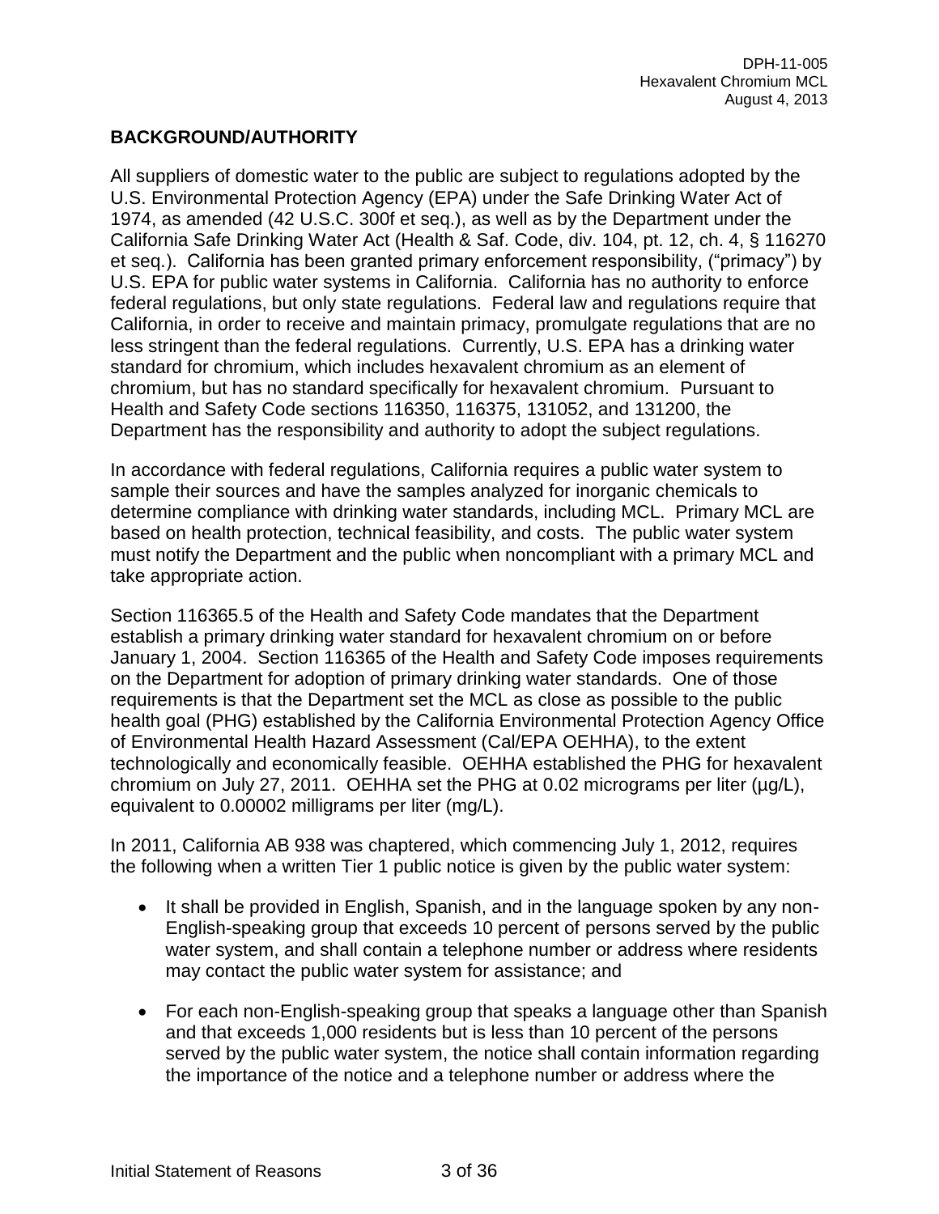## BACKGROUND/AUTHORITY

All suppliers of domestic water to the public are subject to regulations adopted by the U.S. Environmental Protection Agency (EPA) under the Safe Drinking Water Act of 1974, as amended (42 U.S.C. 300f et seq.), as well as by the Department under the California Safe Drinking Water Act (Health & Saf. Code, div. 104, pt. 12, ch. 4, § 116270 et seq.). California has been granted primary enforcement responsibility, ("primacy") by U.S. EPA for public water systems in California. California has no authority to enforce federal regulations, but only state regulations. Federal law and regulations require that California, in order to receive and maintain primacy, promulgate regulations that are no less stringent than the federal regulations. Currently, U.S. EPA has a drinking water standard for chromium, which includes hexavalent chromium as an element of chromium, but has no standard specifically for hexavalent chromium. Pursuant to Health and Safety Code sections 116350, 116375, 131052, and 131200, the Department has the responsibility and authority to adopt the subject regulations.

In accordance with federal regulations, California requires a public water system to sample their sources and have the samples analyzed for inorganic chemicals to determine compliance with drinking water standards, including MCL. Primary MCL are based on health protection, technical feasibility, and costs. The public water system must notify the Department and the public when noncompliant with a primary MCL and take appropriate action.

Section 116365.5 of the Health and Safety Code mandates that the Department establish a primary drinking water standard for hexavalent chromium on or before January 1, 2004. Section 116365 of the Health and Safety Code imposes requirements on the Department for adoption of primary drinking water standards. One of those requirements is that the Department set the MCL as close as possible to the public health goal (PHG) established by the California Environmental Protection Agency Office of Environmental Health Hazard Assessment (Cal/EPA OEHHA), to the extent technologically and economically feasible. OEHHA established the PHG for hexavalent chromium on July 27, 2011. OEHHA set the PHG at 0.02 micrograms per liter (µg/L), equivalent to 0.00002 milligrams per liter (mg/L).

In 2011, California AB 938 was chaptered, which commencing July 1, 2012, requires the following when a written Tier 1 public notice is given by the public water system:

- It shall be provided in English, Spanish, and in the language spoken by any non-English-speaking group that exceeds 10 percent of persons served by the public water system, and shall contain a telephone number or address where residents may contact the public water system for assistance; and
- For each non-English-speaking group that speaks a language other than Spanish and that exceeds 1,000 residents but is less than 10 percent of the persons served by the public water system, the notice shall contain information regarding the importance of the notice and a telephone number or address where the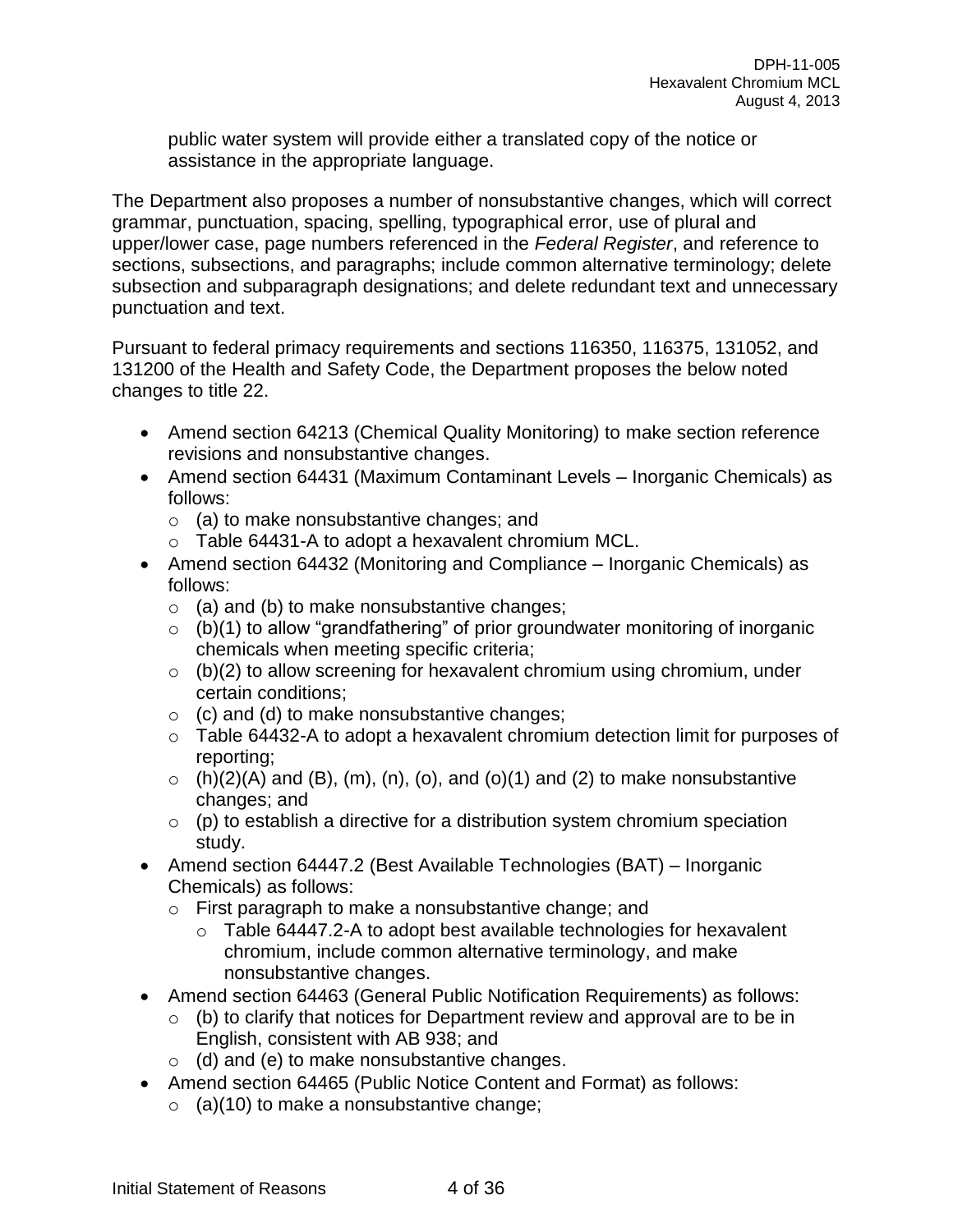public water system will provide either a translated copy of the notice or assistance in the appropriate language.

The Department also proposes a number of nonsubstantive changes, which will correct grammar, punctuation, spacing, spelling, typographical error, use of plural and upper/lower case, page numbers referenced in the *Federal Register*, and reference to sections, subsections, and paragraphs; include common alternative terminology; delete subsection and subparagraph designations; and delete redundant text and unnecessary punctuation and text.

Pursuant to federal primacy requirements and sections 116350, 116375, 131052, and 131200 of the Health and Safety Code, the Department proposes the below noted changes to title 22.

- Amend section 64213 (Chemical Quality Monitoring) to make section reference revisions and nonsubstantive changes.
- Amend section 64431 (Maximum Contaminant Levels – Inorganic Chemicals) as follows:
  - (a) to make nonsubstantive changes; and
  - Table 64431-A to adopt a hexavalent chromium MCL.
- Amend section 64432 (Monitoring and Compliance – Inorganic Chemicals) as follows:
  - (a) and (b) to make nonsubstantive changes;
  - (b)(1) to allow "grandfathering" of prior groundwater monitoring of inorganic chemicals when meeting specific criteria;
  - (b)(2) to allow screening for hexavalent chromium using chromium, under certain conditions;
  - (c) and (d) to make nonsubstantive changes;
  - Table 64432-A to adopt a hexavalent chromium detection limit for purposes of reporting;
  - (h)(2)(A) and (B), (m), (n), (o), and (o)(1) and (2) to make nonsubstantive changes; and
  - (p) to establish a directive for a distribution system chromium speciation study.
- Amend section 64447.2 (Best Available Technologies (BAT) – Inorganic Chemicals) as follows:
  - First paragraph to make a nonsubstantive change; and
    - Table 64447.2-A to adopt best available technologies for hexavalent chromium, include common alternative terminology, and make nonsubstantive changes.
- Amend section 64463 (General Public Notification Requirements) as follows:
  - (b) to clarify that notices for Department review and approval are to be in English, consistent with AB 938; and
  - (d) and (e) to make nonsubstantive changes.
- Amend section 64465 (Public Notice Content and Format) as follows:
  - (a)(10) to make a nonsubstantive change;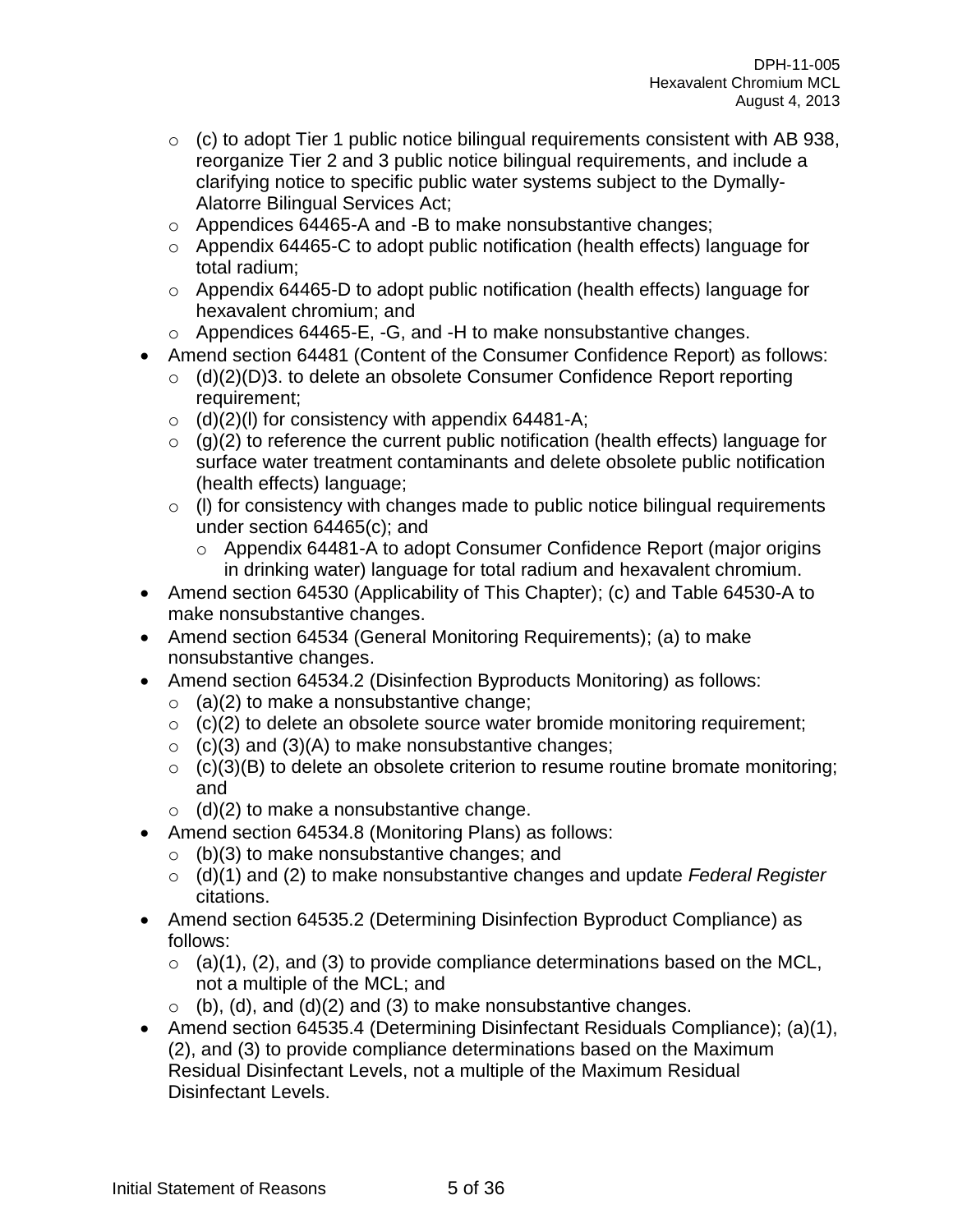- (c) to adopt Tier 1 public notice bilingual requirements consistent with AB 938, reorganize Tier 2 and 3 public notice bilingual requirements, and include a clarifying notice to specific public water systems subject to the Dymally-Alatorre Bilingual Services Act;
  - Appendices 64465-A and -B to make nonsubstantive changes;
  - Appendix 64465-C to adopt public notification (health effects) language for total radium;
  - Appendix 64465-D to adopt public notification (health effects) language for hexavalent chromium; and
  - Appendices 64465-E, -G, and -H to make nonsubstantive changes.
- Amend section 64481 (Content of the Consumer Confidence Report) as follows:
  - (d)(2)(D)3. to delete an obsolete Consumer Confidence Report reporting requirement;
  - (d)(2)(l) for consistency with appendix 64481-A;
  - (g)(2) to reference the current public notification (health effects) language for surface water treatment contaminants and delete obsolete public notification (health effects) language;
  - (l) for consistency with changes made to public notice bilingual requirements under section 64465(c); and
    - Appendix 64481-A to adopt Consumer Confidence Report (major origins in drinking water) language for total radium and hexavalent chromium.
- Amend section 64530 (Applicability of This Chapter); (c) and Table 64530-A to make nonsubstantive changes.
- Amend section 64534 (General Monitoring Requirements); (a) to make nonsubstantive changes.
- Amend section 64534.2 (Disinfection Byproducts Monitoring) as follows:
  - (a)(2) to make a nonsubstantive change;
  - (c)(2) to delete an obsolete source water bromide monitoring requirement;
  - (c)(3) and (3)(A) to make nonsubstantive changes;
  - (c)(3)(B) to delete an obsolete criterion to resume routine bromate monitoring; and
  - (d)(2) to make a nonsubstantive change.
- Amend section 64534.8 (Monitoring Plans) as follows:
  - (b)(3) to make nonsubstantive changes; and
  - (d)(1) and (2) to make nonsubstantive changes and update *Federal Register* citations.
- Amend section 64535.2 (Determining Disinfection Byproduct Compliance) as follows:
  - (a)(1), (2), and (3) to provide compliance determinations based on the MCL, not a multiple of the MCL; and
  - (b), (d), and (d)(2) and (3) to make nonsubstantive changes.
- Amend section 64535.4 (Determining Disinfectant Residuals Compliance); (a)(1), (2), and (3) to provide compliance determinations based on the Maximum Residual Disinfectant Levels, not a multiple of the Maximum Residual Disinfectant Levels.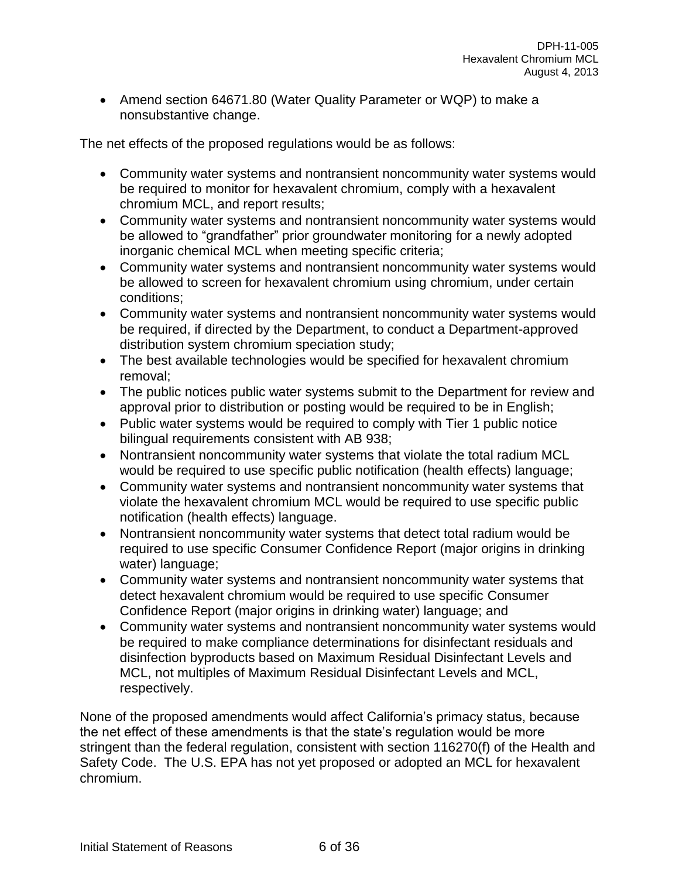- Amend section 64671.80 (Water Quality Parameter or WQP) to make a nonsubstantive change.

The net effects of the proposed regulations would be as follows:

- Community water systems and nontransient noncommunity water systems would be required to monitor for hexavalent chromium, comply with a hexavalent chromium MCL, and report results;
- Community water systems and nontransient noncommunity water systems would be allowed to "grandfather" prior groundwater monitoring for a newly adopted inorganic chemical MCL when meeting specific criteria;
- Community water systems and nontransient noncommunity water systems would be allowed to screen for hexavalent chromium using chromium, under certain conditions;
- Community water systems and nontransient noncommunity water systems would be required, if directed by the Department, to conduct a Department-approved distribution system chromium speciation study;
- The best available technologies would be specified for hexavalent chromium removal;
- The public notices public water systems submit to the Department for review and approval prior to distribution or posting would be required to be in English;
- Public water systems would be required to comply with Tier 1 public notice bilingual requirements consistent with AB 938;
- Nontransient noncommunity water systems that violate the total radium MCL would be required to use specific public notification (health effects) language;
- Community water systems and nontransient noncommunity water systems that violate the hexavalent chromium MCL would be required to use specific public notification (health effects) language.
- Nontransient noncommunity water systems that detect total radium would be required to use specific Consumer Confidence Report (major origins in drinking water) language;
- Community water systems and nontransient noncommunity water systems that detect hexavalent chromium would be required to use specific Consumer Confidence Report (major origins in drinking water) language; and
- Community water systems and nontransient noncommunity water systems would be required to make compliance determinations for disinfectant residuals and disinfection byproducts based on Maximum Residual Disinfectant Levels and MCL, not multiples of Maximum Residual Disinfectant Levels and MCL, respectively.

None of the proposed amendments would affect California's primacy status, because the net effect of these amendments is that the state's regulation would be more stringent than the federal regulation, consistent with section 116270(f) of the Health and Safety Code. The U.S. EPA has not yet proposed or adopted an MCL for hexavalent chromium.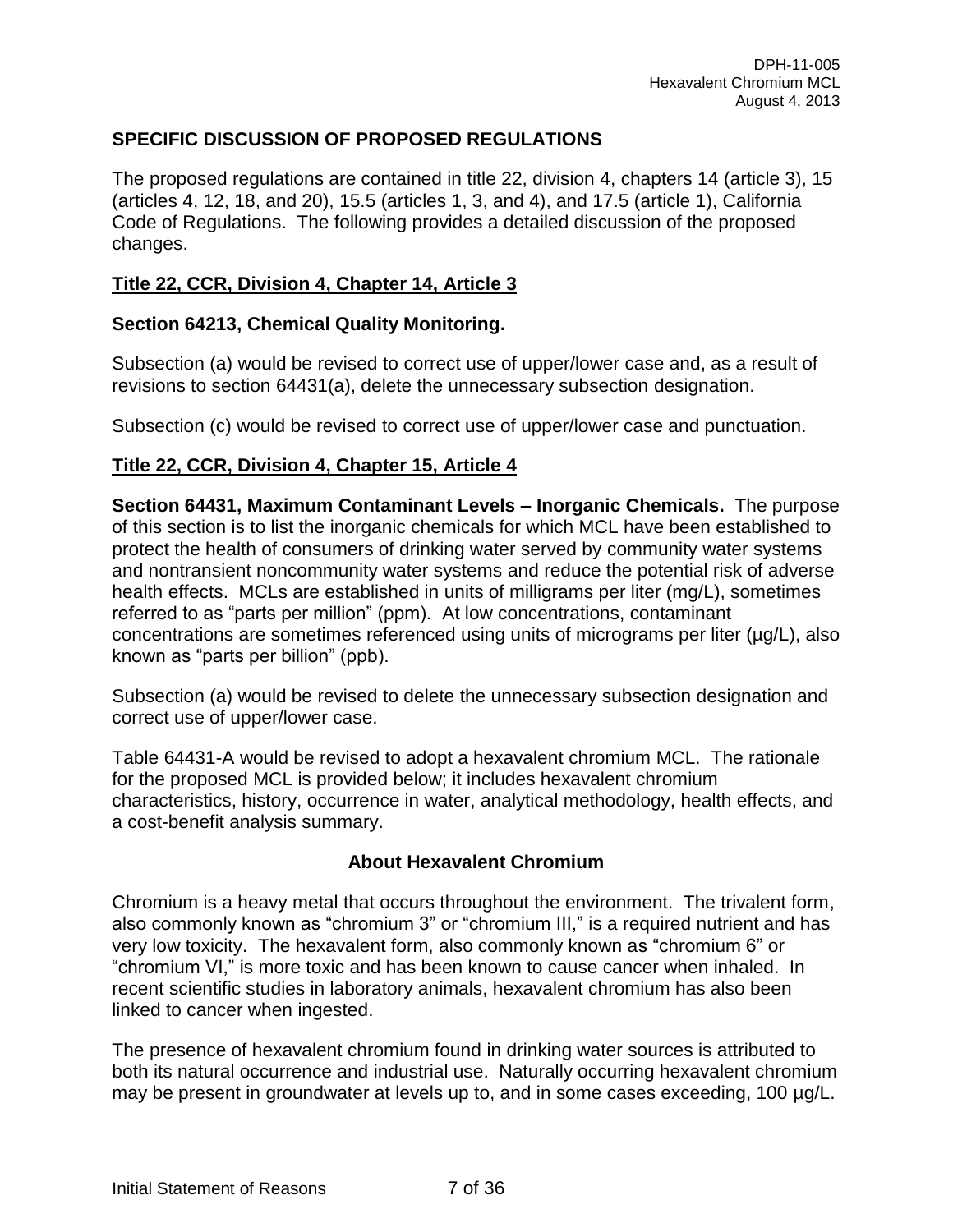## SPECIFIC DISCUSSION OF PROPOSED REGULATIONS

The proposed regulations are contained in title 22, division 4, chapters 14 (article 3), 15 (articles 4, 12, 18, and 20), 15.5 (articles 1, 3, and 4), and 17.5 (article 1), California Code of Regulations. The following provides a detailed discussion of the proposed changes.

### Title 22, CCR, Division 4, Chapter 14, Article 3

#### Section 64213, Chemical Quality Monitoring.

Subsection (a) would be revised to correct use of upper/lower case and, as a result of revisions to section 64431(a), delete the unnecessary subsection designation.

Subsection (c) would be revised to correct use of upper/lower case and punctuation.

### Title 22, CCR, Division 4, Chapter 15, Article 4

**Section 64431, Maximum Contaminant Levels – Inorganic Chemicals.** The purpose of this section is to list the inorganic chemicals for which MCL have been established to protect the health of consumers of drinking water served by community water systems and nontransient noncommunity water systems and reduce the potential risk of adverse health effects. MCLs are established in units of milligrams per liter (mg/L), sometimes referred to as "parts per million" (ppm). At low concentrations, contaminant concentrations are sometimes referenced using units of micrograms per liter (µg/L), also known as "parts per billion" (ppb).

Subsection (a) would be revised to delete the unnecessary subsection designation and correct use of upper/lower case.

Table 64431-A would be revised to adopt a hexavalent chromium MCL. The rationale for the proposed MCL is provided below; it includes hexavalent chromium characteristics, history, occurrence in water, analytical methodology, health effects, and a cost-benefit analysis summary.

#### About Hexavalent Chromium

Chromium is a heavy metal that occurs throughout the environment. The trivalent form, also commonly known as "chromium 3" or "chromium III," is a required nutrient and has very low toxicity. The hexavalent form, also commonly known as "chromium 6" or "chromium VI," is more toxic and has been known to cause cancer when inhaled. In recent scientific studies in laboratory animals, hexavalent chromium has also been linked to cancer when ingested.

The presence of hexavalent chromium found in drinking water sources is attributed to both its natural occurrence and industrial use. Naturally occurring hexavalent chromium may be present in groundwater at levels up to, and in some cases exceeding, 100 µg/L.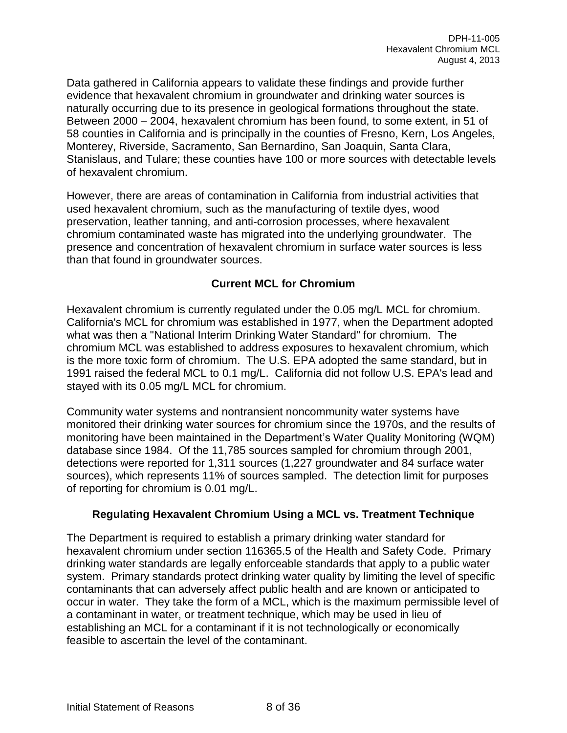Data gathered in California appears to validate these findings and provide further evidence that hexavalent chromium in groundwater and drinking water sources is naturally occurring due to its presence in geological formations throughout the state. Between 2000 – 2004, hexavalent chromium has been found, to some extent, in 51 of 58 counties in California and is principally in the counties of Fresno, Kern, Los Angeles, Monterey, Riverside, Sacramento, San Bernardino, San Joaquin, Santa Clara, Stanislaus, and Tulare; these counties have 100 or more sources with detectable levels of hexavalent chromium.

However, there are areas of contamination in California from industrial activities that used hexavalent chromium, such as the manufacturing of textile dyes, wood preservation, leather tanning, and anti-corrosion processes, where hexavalent chromium contaminated waste has migrated into the underlying groundwater. The presence and concentration of hexavalent chromium in surface water sources is less than that found in groundwater sources.

## Current MCL for Chromium

Hexavalent chromium is currently regulated under the 0.05 mg/L MCL for chromium. California's MCL for chromium was established in 1977, when the Department adopted what was then a "National Interim Drinking Water Standard" for chromium. The chromium MCL was established to address exposures to hexavalent chromium, which is the more toxic form of chromium. The U.S. EPA adopted the same standard, but in 1991 raised the federal MCL to 0.1 mg/L. California did not follow U.S. EPA's lead and stayed with its 0.05 mg/L MCL for chromium.

Community water systems and nontransient noncommunity water systems have monitored their drinking water sources for chromium since the 1970s, and the results of monitoring have been maintained in the Department's Water Quality Monitoring (WQM) database since 1984. Of the 11,785 sources sampled for chromium through 2001, detections were reported for 1,311 sources (1,227 groundwater and 84 surface water sources), which represents 11% of sources sampled. The detection limit for purposes of reporting for chromium is 0.01 mg/L.

## Regulating Hexavalent Chromium Using a MCL vs. Treatment Technique

The Department is required to establish a primary drinking water standard for hexavalent chromium under section 116365.5 of the Health and Safety Code. Primary drinking water standards are legally enforceable standards that apply to a public water system. Primary standards protect drinking water quality by limiting the level of specific contaminants that can adversely affect public health and are known or anticipated to occur in water. They take the form of a MCL, which is the maximum permissible level of a contaminant in water, or treatment technique, which may be used in lieu of establishing an MCL for a contaminant if it is not technologically or economically feasible to ascertain the level of the contaminant.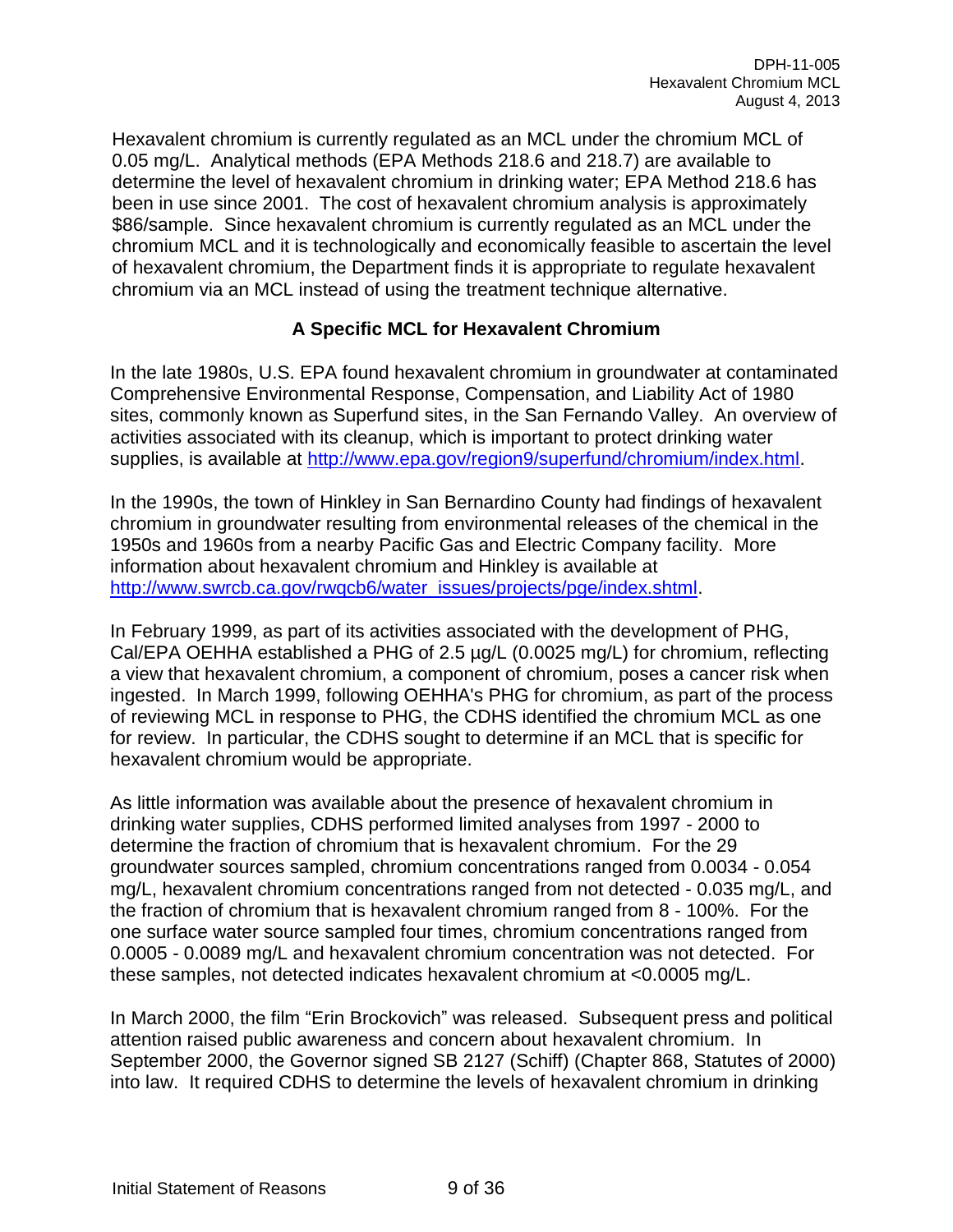Hexavalent chromium is currently regulated as an MCL under the chromium MCL of 0.05 mg/L. Analytical methods (EPA Methods 218.6 and 218.7) are available to determine the level of hexavalent chromium in drinking water; EPA Method 218.6 has been in use since 2001. The cost of hexavalent chromium analysis is approximately $86/sample. Since hexavalent chromium is currently regulated as an MCL under the chromium MCL and it is technologically and economically feasible to ascertain the level of hexavalent chromium, the Department finds it is appropriate to regulate hexavalent chromium via an MCL instead of using the treatment technique alternative.

## A Specific MCL for Hexavalent Chromium

In the late 1980s, U.S. EPA found hexavalent chromium in groundwater at contaminated Comprehensive Environmental Response, Compensation, and Liability Act of 1980 sites, commonly known as Superfund sites, in the San Fernando Valley. An overview of activities associated with its cleanup, which is important to protect drinking water supplies, is available at [http://www.epa.gov/region9/superfund/chromium/index.html](http://www.epa.gov/region9/superfund/chromium/index.html).

In the 1990s, the town of Hinkley in San Bernardino County had findings of hexavalent chromium in groundwater resulting from environmental releases of the chemical in the 1950s and 1960s from a nearby Pacific Gas and Electric Company facility. More information about hexavalent chromium and Hinkley is available at [http://www.swrcb.ca.gov/rwqcb6/water_issues/projects/pge/index.shtml](http://www.swrcb.ca.gov/rwqcb6/water_issues/projects/pge/index.shtml).

In February 1999, as part of its activities associated with the development of PHG, Cal/EPA OEHHA established a PHG of 2.5 µg/L (0.0025 mg/L) for chromium, reflecting a view that hexavalent chromium, a component of chromium, poses a cancer risk when ingested. In March 1999, following OEHHA's PHG for chromium, as part of the process of reviewing MCL in response to PHG, the CDHS identified the chromium MCL as one for review. In particular, the CDHS sought to determine if an MCL that is specific for hexavalent chromium would be appropriate.

As little information was available about the presence of hexavalent chromium in drinking water supplies, CDHS performed limited analyses from 1997 - 2000 to determine the fraction of chromium that is hexavalent chromium. For the 29 groundwater sources sampled, chromium concentrations ranged from 0.0034 - 0.054 mg/L, hexavalent chromium concentrations ranged from not detected - 0.035 mg/L, and the fraction of chromium that is hexavalent chromium ranged from 8 - 100%. For the one surface water source sampled four times, chromium concentrations ranged from 0.0005 - 0.0089 mg/L and hexavalent chromium concentration was not detected. For these samples, not detected indicates hexavalent chromium at <0.0005 mg/L.

In March 2000, the film "Erin Brockovich" was released. Subsequent press and political attention raised public awareness and concern about hexavalent chromium. In September 2000, the Governor signed SB 2127 (Schiff) (Chapter 868, Statutes of 2000) into law. It required CDHS to determine the levels of hexavalent chromium in drinking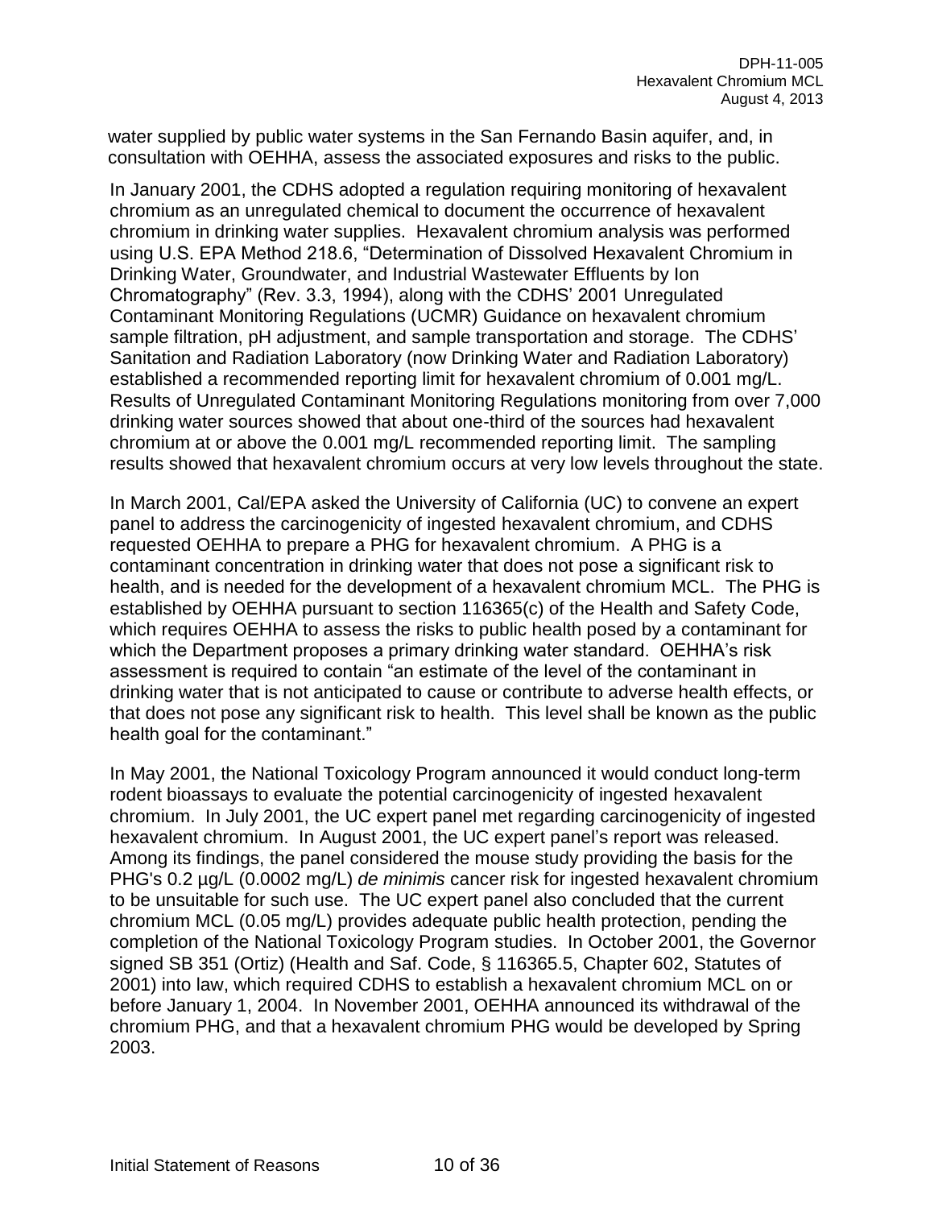water supplied by public water systems in the San Fernando Basin aquifer, and, in consultation with OEHHA, assess the associated exposures and risks to the public.

In January 2001, the CDHS adopted a regulation requiring monitoring of hexavalent chromium as an unregulated chemical to document the occurrence of hexavalent chromium in drinking water supplies. Hexavalent chromium analysis was performed using U.S. EPA Method 218.6, "Determination of Dissolved Hexavalent Chromium in Drinking Water, Groundwater, and Industrial Wastewater Effluents by Ion Chromatography" (Rev. 3.3, 1994), along with the CDHS' 2001 Unregulated Contaminant Monitoring Regulations (UCMR) Guidance on hexavalent chromium sample filtration, pH adjustment, and sample transportation and storage. The CDHS' Sanitation and Radiation Laboratory (now Drinking Water and Radiation Laboratory) established a recommended reporting limit for hexavalent chromium of 0.001 mg/L. Results of Unregulated Contaminant Monitoring Regulations monitoring from over 7,000 drinking water sources showed that about one-third of the sources had hexavalent chromium at or above the 0.001 mg/L recommended reporting limit. The sampling results showed that hexavalent chromium occurs at very low levels throughout the state.

In March 2001, Cal/EPA asked the University of California (UC) to convene an expert panel to address the carcinogenicity of ingested hexavalent chromium, and CDHS requested OEHHA to prepare a PHG for hexavalent chromium. A PHG is a contaminant concentration in drinking water that does not pose a significant risk to health, and is needed for the development of a hexavalent chromium MCL. The PHG is established by OEHHA pursuant to section 116365(c) of the Health and Safety Code, which requires OEHHA to assess the risks to public health posed by a contaminant for which the Department proposes a primary drinking water standard. OEHHA's risk assessment is required to contain "an estimate of the level of the contaminant in drinking water that is not anticipated to cause or contribute to adverse health effects, or that does not pose any significant risk to health. This level shall be known as the public health goal for the contaminant."

In May 2001, the National Toxicology Program announced it would conduct long-term rodent bioassays to evaluate the potential carcinogenicity of ingested hexavalent chromium. In July 2001, the UC expert panel met regarding carcinogenicity of ingested hexavalent chromium. In August 2001, the UC expert panel's report was released. Among its findings, the panel considered the mouse study providing the basis for the PHG's 0.2 µg/L (0.0002 mg/L) *de minimis* cancer risk for ingested hexavalent chromium to be unsuitable for such use. The UC expert panel also concluded that the current chromium MCL (0.05 mg/L) provides adequate public health protection, pending the completion of the National Toxicology Program studies. In October 2001, the Governor signed SB 351 (Ortiz) (Health and Saf. Code, § 116365.5, Chapter 602, Statutes of 2001) into law, which required CDHS to establish a hexavalent chromium MCL on or before January 1, 2004. In November 2001, OEHHA announced its withdrawal of the chromium PHG, and that a hexavalent chromium PHG would be developed by Spring 2003.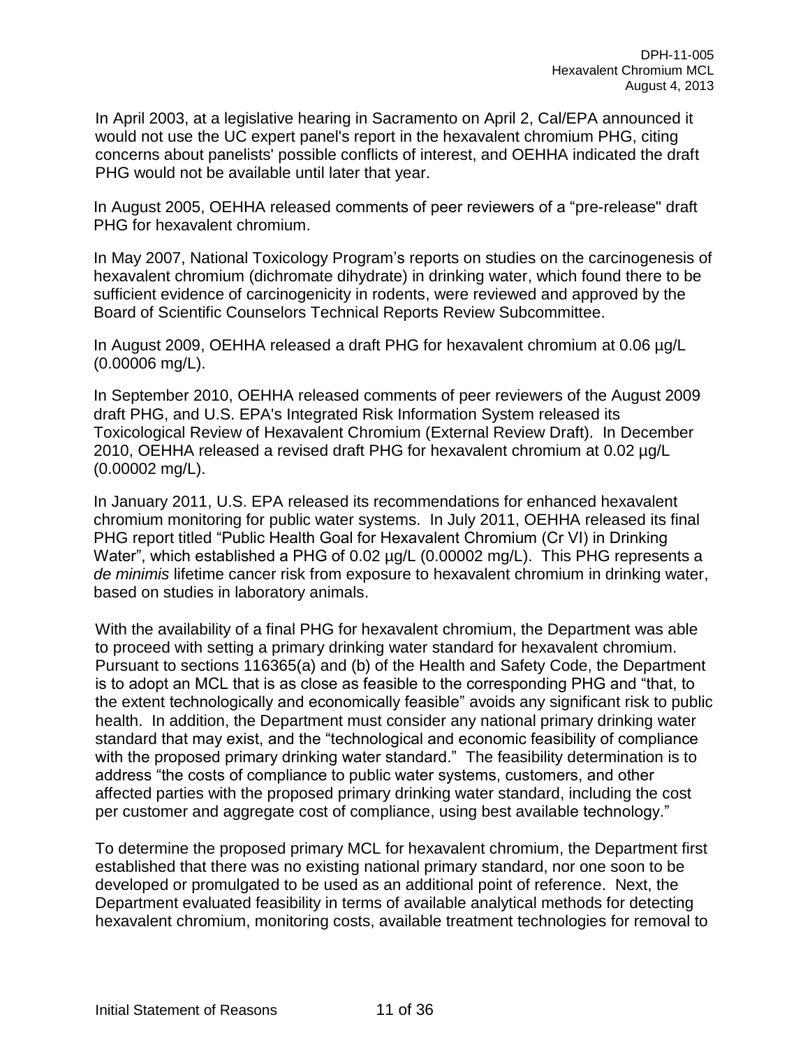In April 2003, at a legislative hearing in Sacramento on April 2, Cal/EPA announced it would not use the UC expert panel's report in the hexavalent chromium PHG, citing concerns about panelists' possible conflicts of interest, and OEHHA indicated the draft PHG would not be available until later that year.

In August 2005, OEHHA released comments of peer reviewers of a "pre-release" draft PHG for hexavalent chromium.

In May 2007, National Toxicology Program's reports on studies on the carcinogenesis of hexavalent chromium (dichromate dihydrate) in drinking water, which found there to be sufficient evidence of carcinogenicity in rodents, were reviewed and approved by the Board of Scientific Counselors Technical Reports Review Subcommittee.

In August 2009, OEHHA released a draft PHG for hexavalent chromium at 0.06 µg/L (0.00006 mg/L).

In September 2010, OEHHA released comments of peer reviewers of the August 2009 draft PHG, and U.S. EPA's Integrated Risk Information System released its Toxicological Review of Hexavalent Chromium (External Review Draft). In December 2010, OEHHA released a revised draft PHG for hexavalent chromium at 0.02 µg/L (0.00002 mg/L).

In January 2011, U.S. EPA released its recommendations for enhanced hexavalent chromium monitoring for public water systems. In July 2011, OEHHA released its final PHG report titled "Public Health Goal for Hexavalent Chromium (Cr VI) in Drinking Water", which established a PHG of 0.02 µg/L (0.00002 mg/L). This PHG represents a *de minimis* lifetime cancer risk from exposure to hexavalent chromium in drinking water, based on studies in laboratory animals.

With the availability of a final PHG for hexavalent chromium, the Department was able to proceed with setting a primary drinking water standard for hexavalent chromium. Pursuant to sections 116365(a) and (b) of the Health and Safety Code, the Department is to adopt an MCL that is as close as feasible to the corresponding PHG and "that, to the extent technologically and economically feasible" avoids any significant risk to public health. In addition, the Department must consider any national primary drinking water standard that may exist, and the "technological and economic feasibility of compliance with the proposed primary drinking water standard." The feasibility determination is to address "the costs of compliance to public water systems, customers, and other affected parties with the proposed primary drinking water standard, including the cost per customer and aggregate cost of compliance, using best available technology."

To determine the proposed primary MCL for hexavalent chromium, the Department first established that there was no existing national primary standard, nor one soon to be developed or promulgated to be used as an additional point of reference. Next, the Department evaluated feasibility in terms of available analytical methods for detecting hexavalent chromium, monitoring costs, available treatment technologies for removal to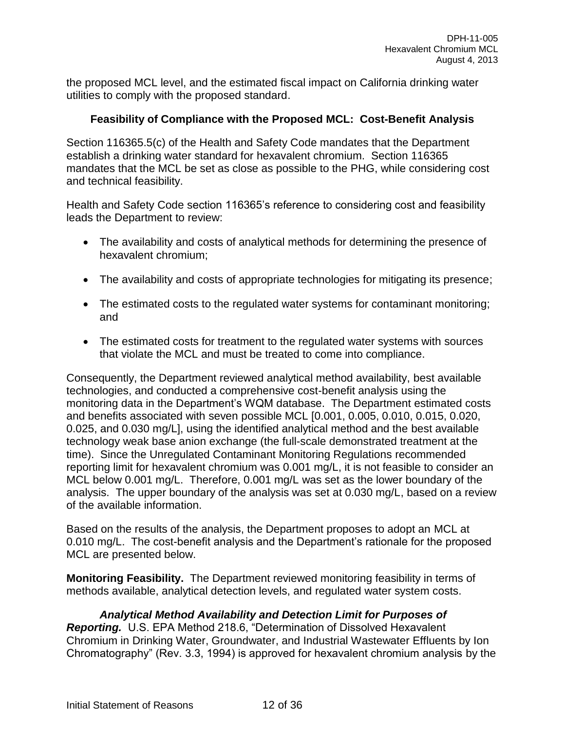the proposed MCL level, and the estimated fiscal impact on California drinking water utilities to comply with the proposed standard.

## Feasibility of Compliance with the Proposed MCL: Cost-Benefit Analysis

Section 116365.5(c) of the Health and Safety Code mandates that the Department establish a drinking water standard for hexavalent chromium. Section 116365 mandates that the MCL be set as close as possible to the PHG, while considering cost and technical feasibility.

Health and Safety Code section 116365's reference to considering cost and feasibility leads the Department to review:

- The availability and costs of analytical methods for determining the presence of hexavalent chromium;
- The availability and costs of appropriate technologies for mitigating its presence;
- The estimated costs to the regulated water systems for contaminant monitoring; and
- The estimated costs for treatment to the regulated water systems with sources that violate the MCL and must be treated to come into compliance.

Consequently, the Department reviewed analytical method availability, best available technologies, and conducted a comprehensive cost-benefit analysis using the monitoring data in the Department's WQM database. The Department estimated costs and benefits associated with seven possible MCL [0.001, 0.005, 0.010, 0.015, 0.020, 0.025, and 0.030 mg/L], using the identified analytical method and the best available technology weak base anion exchange (the full-scale demonstrated treatment at the time). Since the Unregulated Contaminant Monitoring Regulations recommended reporting limit for hexavalent chromium was 0.001 mg/L, it is not feasible to consider an MCL below 0.001 mg/L. Therefore, 0.001 mg/L was set as the lower boundary of the analysis. The upper boundary of the analysis was set at 0.030 mg/L, based on a review of the available information.

Based on the results of the analysis, the Department proposes to adopt an MCL at 0.010 mg/L. The cost-benefit analysis and the Department's rationale for the proposed MCL are presented below.

**Monitoring Feasibility.** The Department reviewed monitoring feasibility in terms of methods available, analytical detection levels, and regulated water system costs.

***Analytical Method Availability and Detection Limit for Purposes of Reporting.*** U.S. EPA Method 218.6, "Determination of Dissolved Hexavalent Chromium in Drinking Water, Groundwater, and Industrial Wastewater Effluents by Ion Chromatography" (Rev. 3.3, 1994) is approved for hexavalent chromium analysis by the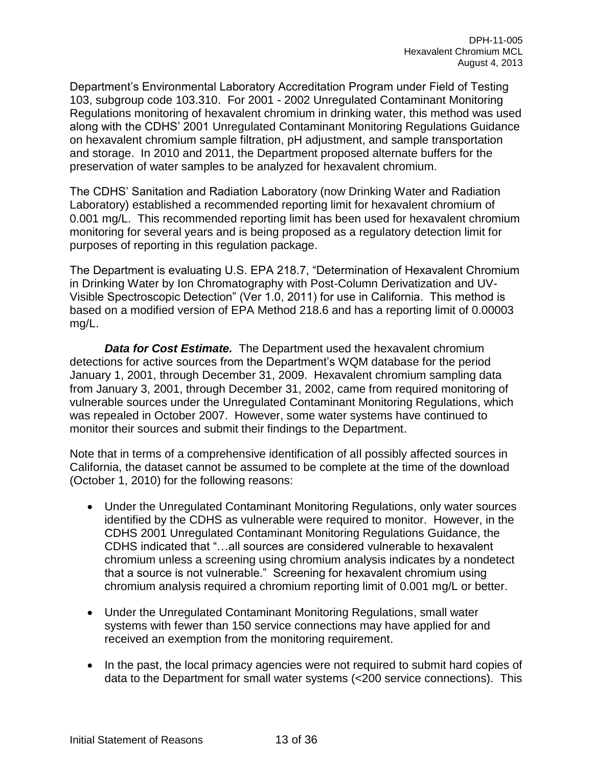Department's Environmental Laboratory Accreditation Program under Field of Testing 103, subgroup code 103.310. For 2001 - 2002 Unregulated Contaminant Monitoring Regulations monitoring of hexavalent chromium in drinking water, this method was used along with the CDHS' 2001 Unregulated Contaminant Monitoring Regulations Guidance on hexavalent chromium sample filtration, pH adjustment, and sample transportation and storage. In 2010 and 2011, the Department proposed alternate buffers for the preservation of water samples to be analyzed for hexavalent chromium.

The CDHS' Sanitation and Radiation Laboratory (now Drinking Water and Radiation Laboratory) established a recommended reporting limit for hexavalent chromium of 0.001 mg/L. This recommended reporting limit has been used for hexavalent chromium monitoring for several years and is being proposed as a regulatory detection limit for purposes of reporting in this regulation package.

The Department is evaluating U.S. EPA 218.7, "Determination of Hexavalent Chromium in Drinking Water by Ion Chromatography with Post-Column Derivatization and UV-Visible Spectroscopic Detection" (Ver 1.0, 2011) for use in California. This method is based on a modified version of EPA Method 218.6 and has a reporting limit of 0.00003 mg/L.

***Data for Cost Estimate.*** The Department used the hexavalent chromium detections for active sources from the Department's WQM database for the period January 1, 2001, through December 31, 2009. Hexavalent chromium sampling data from January 3, 2001, through December 31, 2002, came from required monitoring of vulnerable sources under the Unregulated Contaminant Monitoring Regulations, which was repealed in October 2007. However, some water systems have continued to monitor their sources and submit their findings to the Department.

Note that in terms of a comprehensive identification of all possibly affected sources in California, the dataset cannot be assumed to be complete at the time of the download (October 1, 2010) for the following reasons:

- Under the Unregulated Contaminant Monitoring Regulations, only water sources identified by the CDHS as vulnerable were required to monitor. However, in the CDHS 2001 Unregulated Contaminant Monitoring Regulations Guidance, the CDHS indicated that "…all sources are considered vulnerable to hexavalent chromium unless a screening using chromium analysis indicates by a nondetect that a source is not vulnerable." Screening for hexavalent chromium using chromium analysis required a chromium reporting limit of 0.001 mg/L or better.

- Under the Unregulated Contaminant Monitoring Regulations, small water systems with fewer than 150 service connections may have applied for and received an exemption from the monitoring requirement.

- In the past, the local primacy agencies were not required to submit hard copies of data to the Department for small water systems (<200 service connections). This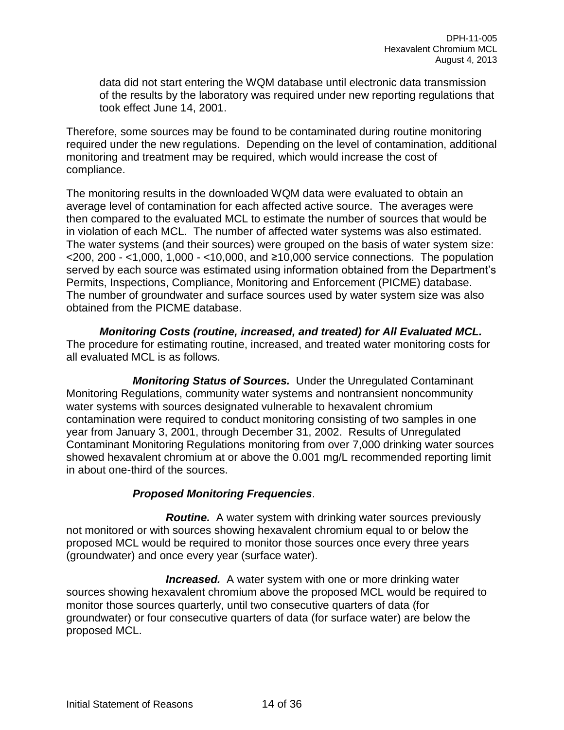data did not start entering the WQM database until electronic data transmission of the results by the laboratory was required under new reporting regulations that took effect June 14, 2001.

Therefore, some sources may be found to be contaminated during routine monitoring required under the new regulations. Depending on the level of contamination, additional monitoring and treatment may be required, which would increase the cost of compliance.

The monitoring results in the downloaded WQM data were evaluated to obtain an average level of contamination for each affected active source. The averages were then compared to the evaluated MCL to estimate the number of sources that would be in violation of each MCL. The number of affected water systems was also estimated. The water systems (and their sources) were grouped on the basis of water system size: <200, 200 - <1,000, 1,000 - <10,000, and ≥10,000 service connections. The population served by each source was estimated using information obtained from the Department's Permits, Inspections, Compliance, Monitoring and Enforcement (PICME) database. The number of groundwater and surface sources used by water system size was also obtained from the PICME database.

***Monitoring Costs (routine, increased, and treated) for All Evaluated MCL.*** The procedure for estimating routine, increased, and treated water monitoring costs for all evaluated MCL is as follows.

***Monitoring Status of Sources.*** Under the Unregulated Contaminant Monitoring Regulations, community water systems and nontransient noncommunity water systems with sources designated vulnerable to hexavalent chromium contamination were required to conduct monitoring consisting of two samples in one year from January 3, 2001, through December 31, 2002. Results of Unregulated Contaminant Monitoring Regulations monitoring from over 7,000 drinking water sources showed hexavalent chromium at or above the 0.001 mg/L recommended reporting limit in about one-third of the sources.

***Proposed Monitoring Frequencies***.

***Routine.*** A water system with drinking water sources previously not monitored or with sources showing hexavalent chromium equal to or below the proposed MCL would be required to monitor those sources once every three years (groundwater) and once every year (surface water).

***Increased.*** A water system with one or more drinking water sources showing hexavalent chromium above the proposed MCL would be required to monitor those sources quarterly, until two consecutive quarters of data (for groundwater) or four consecutive quarters of data (for surface water) are below the proposed MCL.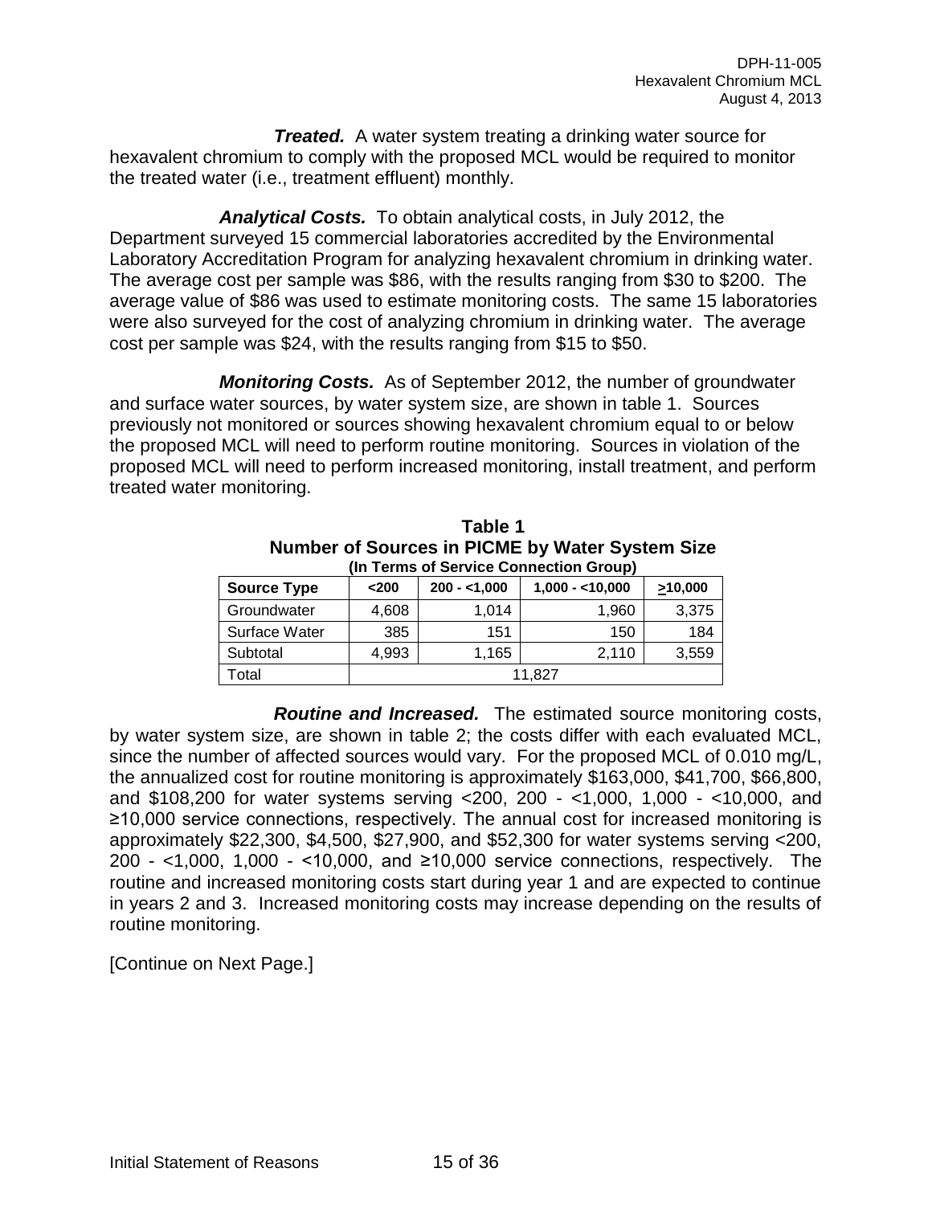***Treated.*** A water system treating a drinking water source for hexavalent chromium to comply with the proposed MCL would be required to monitor the treated water (i.e., treatment effluent) monthly.

***Analytical Costs.*** To obtain analytical costs, in July 2012, the Department surveyed 15 commercial laboratories accredited by the Environmental Laboratory Accreditation Program for analyzing hexavalent chromium in drinking water. The average cost per sample was $86, with the results ranging from $30 to $200. The average value of $86 was used to estimate monitoring costs. The same 15 laboratories were also surveyed for the cost of analyzing chromium in drinking water. The average cost per sample was $24, with the results ranging from $15 to $50.

***Monitoring Costs.*** As of September 2012, the number of groundwater and surface water sources, by water system size, are shown in table 1. Sources previously not monitored or sources showing hexavalent chromium equal to or below the proposed MCL will need to perform routine monitoring. Sources in violation of the proposed MCL will need to perform increased monitoring, install treatment, and perform treated water monitoring.

**Table 1**
**Number of Sources in PICME by Water System Size**
**(In Terms of Service Connection Group)**

| Source Type | <200 | 200 - <1,000 | 1,000 - <10,000 | ≥10,000 |
|---|---|---|---|---|
| Groundwater | 4,608 | 1,014 | 1,960 | 3,375 |
| Surface Water | 385 | 151 | 150 | 184 |
| Subtotal | 4,993 | 1,165 | 2,110 | 3,559 |
| Total | 11,827 | | | |

***Routine and Increased.*** The estimated source monitoring costs, by water system size, are shown in table 2; the costs differ with each evaluated MCL, since the number of affected sources would vary. For the proposed MCL of 0.010 mg/L, the annualized cost for routine monitoring is approximately $163,000, $41,700, $66,800, and $108,200 for water systems serving <200, 200 - <1,000, 1,000 - <10,000, and ≥10,000 service connections, respectively. The annual cost for increased monitoring is approximately $22,300, $4,500, $27,900, and $52,300 for water systems serving <200, 200 - <1,000, 1,000 - <10,000, and ≥10,000 service connections, respectively. The routine and increased monitoring costs start during year 1 and are expected to continue in years 2 and 3. Increased monitoring costs may increase depending on the results of routine monitoring.

[Continue on Next Page.]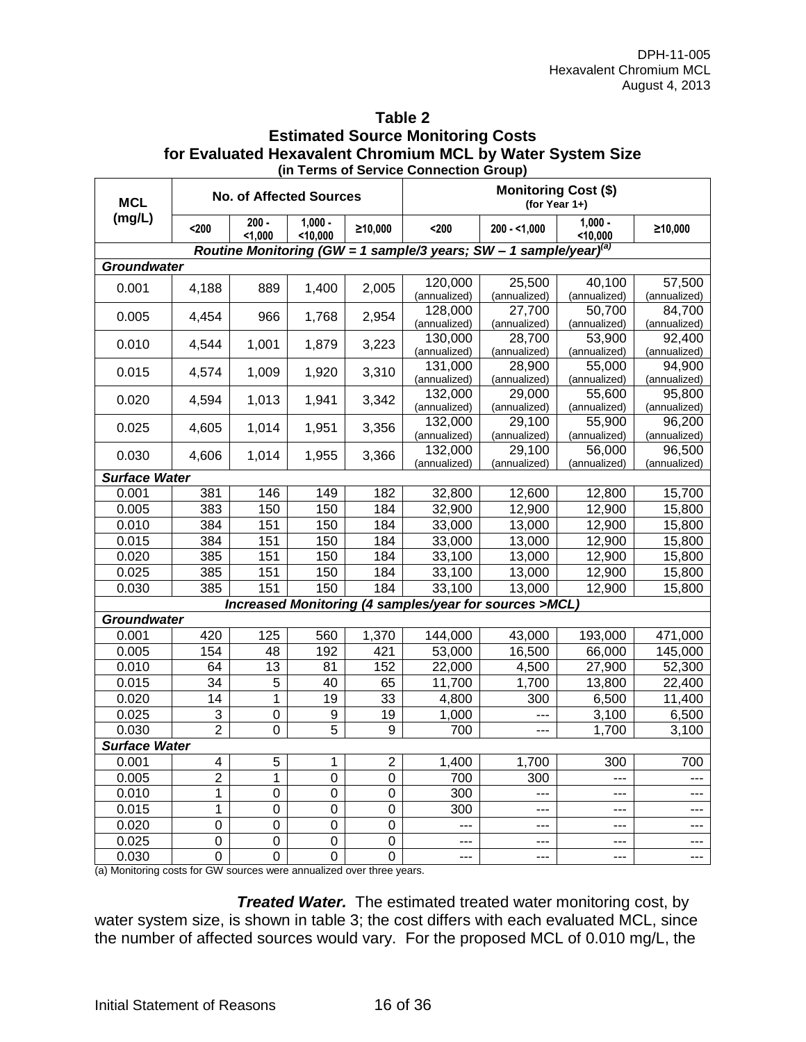**Table 2**
**Estimated Source Monitoring Costs for Evaluated Hexavalent Chromium MCL by Water System Size**
**(in Terms of Service Connection Group)**

| MCL (mg/L) | No. of Affected Sources | | | | Monitoring Cost ($) (for Year 1+) | | | |
|---|---|---|---|---|---|---|---|---|
| | <200 | 200 - <1,000 | 1,000 - <10,000 | ≥10,000 | <200 | 200 - <1,000 | 1,000 - <10,000 | ≥10,000 |
| ***Routine Monitoring (GW = 1 sample/3 years; SW – 1 sample/year)[(a)]*** | | | | | | | | |
| ***Groundwater*** | | | | | | | | |
| 0.001 | 4,188 | 889 | 1,400 | 2,005 | 120,000 (annualized) | 25,500 (annualized) | 40,100 (annualized) | 57,500 (annualized) |
| 0.005 | 4,454 | 966 | 1,768 | 2,954 | 128,000 (annualized) | 27,700 (annualized) | 50,700 (annualized) | 84,700 (annualized) |
| 0.010 | 4,544 | 1,001 | 1,879 | 3,223 | 130,000 (annualized) | 28,700 (annualized) | 53,900 (annualized) | 92,400 (annualized) |
| 0.015 | 4,574 | 1,009 | 1,920 | 3,310 | 131,000 (annualized) | 28,900 (annualized) | 55,000 (annualized) | 94,900 (annualized) |
| 0.020 | 4,594 | 1,013 | 1,941 | 3,342 | 132,000 (annualized) | 29,000 (annualized) | 55,600 (annualized) | 95,800 (annualized) |
| 0.025 | 4,605 | 1,014 | 1,951 | 3,356 | 132,000 (annualized) | 29,100 (annualized) | 55,900 (annualized) | 96,200 (annualized) |
| 0.030 | 4,606 | 1,014 | 1,955 | 3,366 | 132,000 (annualized) | 29,100 (annualized) | 56,000 (annualized) | 96,500 (annualized) |
| ***Surface Water*** | | | | | | | | |
| 0.001 | 381 | 146 | 149 | 182 | 32,800 | 12,600 | 12,800 | 15,700 |
| 0.005 | 383 | 150 | 150 | 184 | 32,900 | 12,900 | 12,900 | 15,800 |
| 0.010 | 384 | 151 | 150 | 184 | 33,000 | 13,000 | 12,900 | 15,800 |
| 0.015 | 384 | 151 | 150 | 184 | 33,000 | 13,000 | 12,900 | 15,800 |
| 0.020 | 385 | 151 | 150 | 184 | 33,100 | 13,000 | 12,900 | 15,800 |
| 0.025 | 385 | 151 | 150 | 184 | 33,100 | 13,000 | 12,900 | 15,800 |
| 0.030 | 385 | 151 | 150 | 184 | 33,100 | 13,000 | 12,900 | 15,800 |
| ***Increased Monitoring (4 samples/year for sources >MCL)*** | | | | | | | | |
| ***Groundwater*** | | | | | | | | |
| 0.001 | 420 | 125 | 560 | 1,370 | 144,000 | 43,000 | 193,000 | 471,000 |
| 0.005 | 154 | 48 | 192 | 421 | 53,000 | 16,500 | 66,000 | 145,000 |
| 0.010 | 64 | 13 | 81 | 152 | 22,000 | 4,500 | 27,900 | 52,300 |
| 0.015 | 34 | 5 | 40 | 65 | 11,700 | 1,700 | 13,800 | 22,400 |
| 0.020 | 14 | 1 | 19 | 33 | 4,800 | 300 | 6,500 | 11,400 |
| 0.025 | 3 | 0 | 9 | 19 | 1,000 | --- | 3,100 | 6,500 |
| 0.030 | 2 | 0 | 5 | 9 | 700 | --- | 1,700 | 3,100 |
| ***Surface Water*** | | | | | | | | |
| 0.001 | 4 | 5 | 1 | 2 | 1,400 | 1,700 | 300 | 700 |
| 0.005 | 2 | 1 | 0 | 0 | 700 | 300 | --- | --- |
| 0.010 | 1 | 0 | 0 | 0 | 300 | --- | --- | --- |
| 0.015 | 1 | 0 | 0 | 0 | 300 | --- | --- | --- |
| 0.020 | 0 | 0 | 0 | 0 | --- | --- | --- | --- |
| 0.025 | 0 | 0 | 0 | 0 | --- | --- | --- | --- |
| 0.030 | 0 | 0 | 0 | 0 | --- | --- | --- | --- |

(a) Monitoring costs for GW sources were annualized over three years.

***Treated Water.*** The estimated treated water monitoring cost, by water system size, is shown in table 3; the cost differs with each evaluated MCL, since the number of affected sources would vary. For the proposed MCL of 0.010 mg/L, the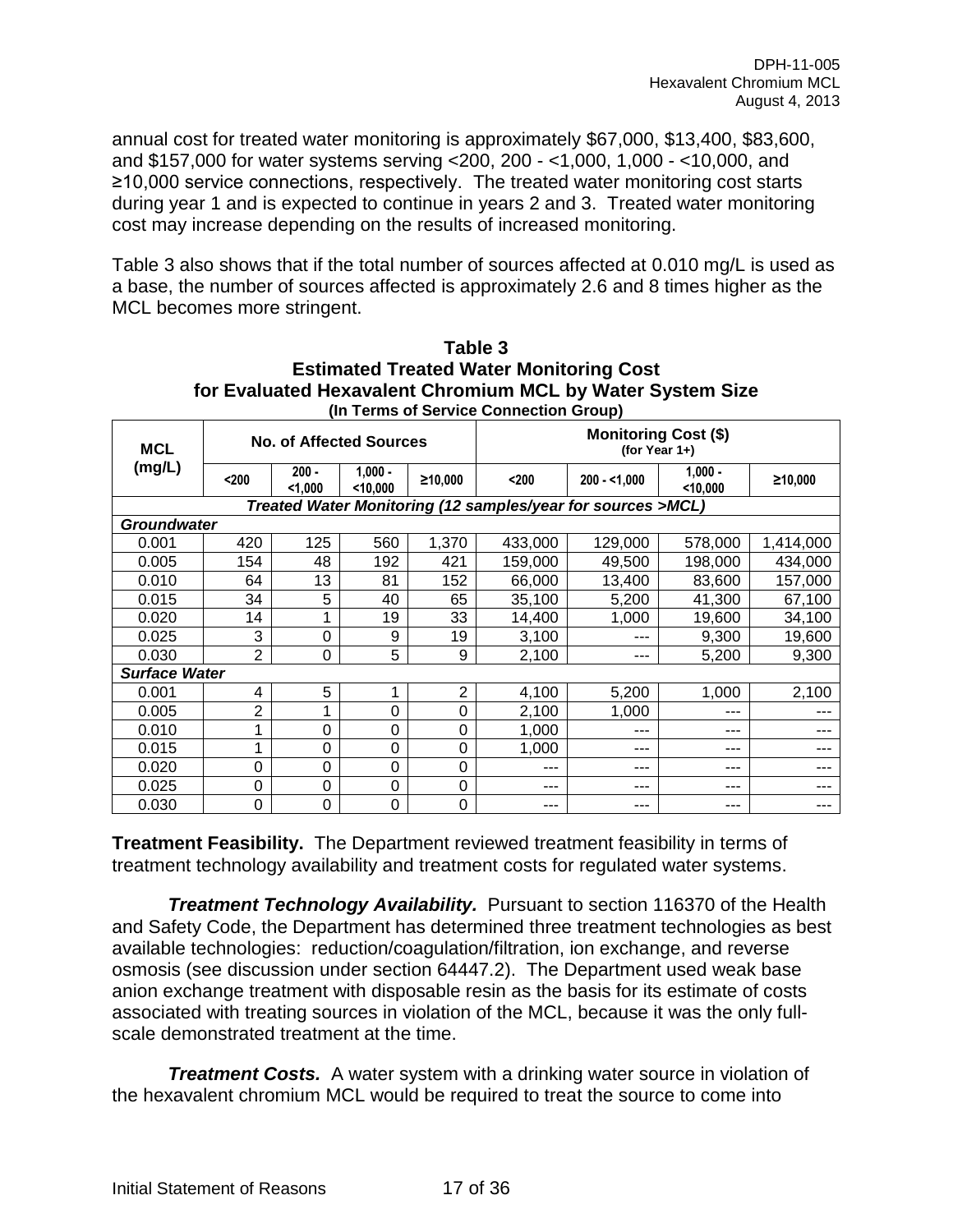annual cost for treated water monitoring is approximately $67,000, $13,400, $83,600, and $157,000 for water systems serving <200, 200 - <1,000, 1,000 - <10,000, and ≥10,000 service connections, respectively. The treated water monitoring cost starts during year 1 and is expected to continue in years 2 and 3. Treated water monitoring cost may increase depending on the results of increased monitoring.

Table 3 also shows that if the total number of sources affected at 0.010 mg/L is used as a base, the number of sources affected is approximately 2.6 and 8 times higher as the MCL becomes more stringent.

**Table 3**
**Estimated Treated Water Monitoring Cost**
**for Evaluated Hexavalent Chromium MCL by Water System Size**
**(In Terms of Service Connection Group)**

| MCL (mg/L) | No. of Affected Sources | | | | Monitoring Cost ($) (for Year 1+) | | | |
|---|---|---|---|---|---|---|---|---|
| | <200 | 200 - <1,000 | 1,000 - <10,000 | ≥10,000 | <200 | 200 - <1,000 | 1,000 - <10,000 | ≥10,000 |
| ***Treated Water Monitoring (12 samples/year for sources >MCL)*** | | | | | | | | |
| ***Groundwater*** | | | | | | | | |
| 0.001 | 420 | 125 | 560 | 1,370 | 433,000 | 129,000 | 578,000 | 1,414,000 |
| 0.005 | 154 | 48 | 192 | 421 | 159,000 | 49,500 | 198,000 | 434,000 |
| 0.010 | 64 | 13 | 81 | 152 | 66,000 | 13,400 | 83,600 | 157,000 |
| 0.015 | 34 | 5 | 40 | 65 | 35,100 | 5,200 | 41,300 | 67,100 |
| 0.020 | 14 | 1 | 19 | 33 | 14,400 | 1,000 | 19,600 | 34,100 |
| 0.025 | 3 | 0 | 9 | 19 | 3,100 | --- | 9,300 | 19,600 |
| 0.030 | 2 | 0 | 5 | 9 | 2,100 | --- | 5,200 | 9,300 |
| ***Surface Water*** | | | | | | | | |
| 0.001 | 4 | 5 | 1 | 2 | 4,100 | 5,200 | 1,000 | 2,100 |
| 0.005 | 2 | 1 | 0 | 0 | 2,100 | 1,000 | --- | --- |
| 0.010 | 1 | 0 | 0 | 0 | 1,000 | --- | --- | --- |
| 0.015 | 1 | 0 | 0 | 0 | 1,000 | --- | --- | --- |
| 0.020 | 0 | 0 | 0 | 0 | --- | --- | --- | --- |
| 0.025 | 0 | 0 | 0 | 0 | --- | --- | --- | --- |
| 0.030 | 0 | 0 | 0 | 0 | --- | --- | --- | --- |

**Treatment Feasibility.** The Department reviewed treatment feasibility in terms of treatment technology availability and treatment costs for regulated water systems.

***Treatment Technology Availability.*** Pursuant to section 116370 of the Health and Safety Code, the Department has determined three treatment technologies as best available technologies: reduction/coagulation/filtration, ion exchange, and reverse osmosis (see discussion under section 64447.2). The Department used weak base anion exchange treatment with disposable resin as the basis for its estimate of costs associated with treating sources in violation of the MCL, because it was the only full-scale demonstrated treatment at the time.

***Treatment Costs.*** A water system with a drinking water source in violation of the hexavalent chromium MCL would be required to treat the source to come into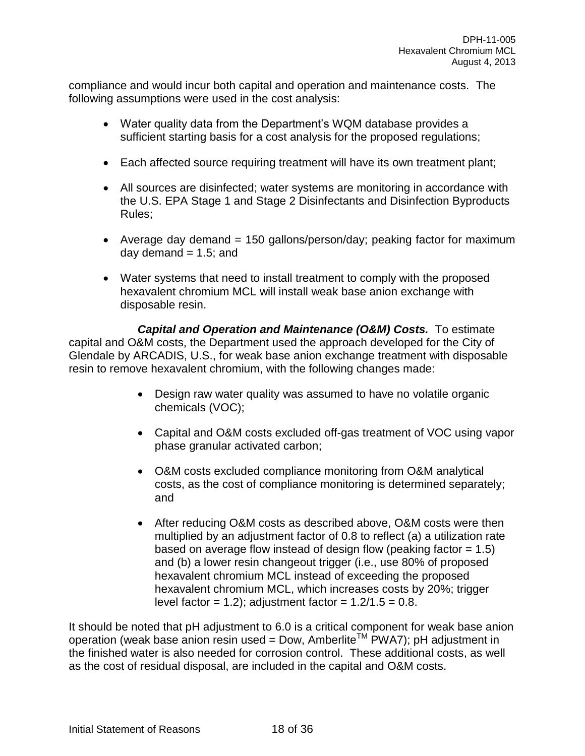compliance and would incur both capital and operation and maintenance costs. The following assumptions were used in the cost analysis:

- Water quality data from the Department's WQM database provides a sufficient starting basis for a cost analysis for the proposed regulations;
- Each affected source requiring treatment will have its own treatment plant;
- All sources are disinfected; water systems are monitoring in accordance with the U.S. EPA Stage 1 and Stage 2 Disinfectants and Disinfection Byproducts Rules;
- Average day demand = 150 gallons/person/day; peaking factor for maximum day demand = 1.5; and
- Water systems that need to install treatment to comply with the proposed hexavalent chromium MCL will install weak base anion exchange with disposable resin.

***Capital and Operation and Maintenance (O&M) Costs.*** To estimate capital and O&M costs, the Department used the approach developed for the City of Glendale by ARCADIS, U.S., for weak base anion exchange treatment with disposable resin to remove hexavalent chromium, with the following changes made:

- Design raw water quality was assumed to have no volatile organic chemicals (VOC);
- Capital and O&M costs excluded off-gas treatment of VOC using vapor phase granular activated carbon;
- O&M costs excluded compliance monitoring from O&M analytical costs, as the cost of compliance monitoring is determined separately; and
- After reducing O&M costs as described above, O&M costs were then multiplied by an adjustment factor of 0.8 to reflect (a) a utilization rate based on average flow instead of design flow (peaking factor = 1.5) and (b) a lower resin changeout trigger (i.e., use 80% of proposed hexavalent chromium MCL instead of exceeding the proposed hexavalent chromium MCL, which increases costs by 20%; trigger level factor = 1.2); adjustment factor = 1.2/1.5 = 0.8.

It should be noted that pH adjustment to 6.0 is a critical component for weak base anion operation (weak base anion resin used = Dow, Amberlite™ PWA7); pH adjustment in the finished water is also needed for corrosion control. These additional costs, as well as the cost of residual disposal, are included in the capital and O&M costs.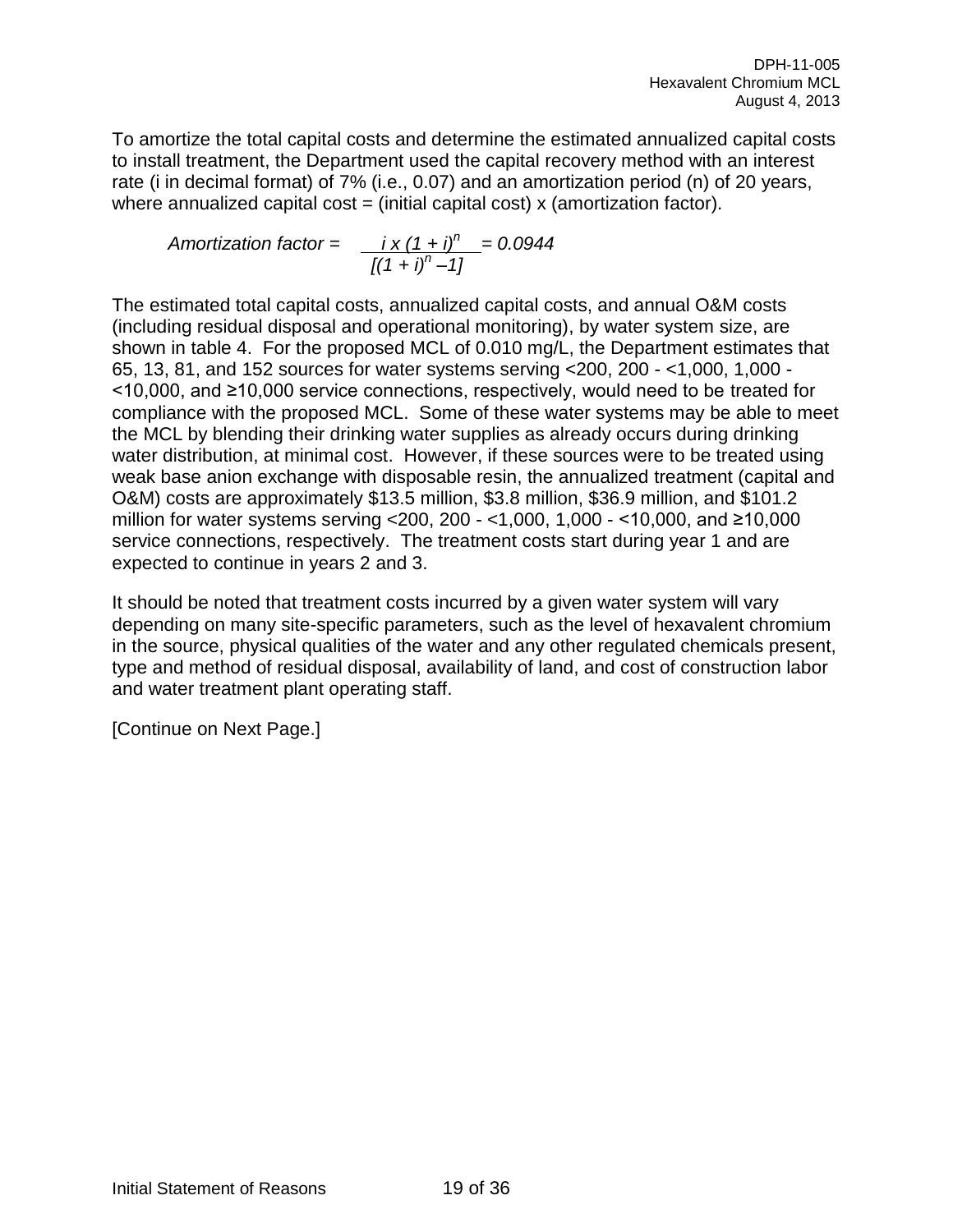To amortize the total capital costs and determine the estimated annualized capital costs to install treatment, the Department used the capital recovery method with an interest rate (i in decimal format) of 7% (i.e., 0.07) and an amortization period (n) of 20 years, where annualized capital cost = (initial capital cost) x (amortization factor).

$$\textit{Amortization factor} = \frac{i \times (1 + i)^n}{[(1 + i)^n - 1]} = 0.0944$$

The estimated total capital costs, annualized capital costs, and annual O&M costs (including residual disposal and operational monitoring), by water system size, are shown in table 4. For the proposed MCL of 0.010 mg/L, the Department estimates that 65, 13, 81, and 152 sources for water systems serving <200, 200 - <1,000, 1,000 - <10,000, and ≥10,000 service connections, respectively, would need to be treated for compliance with the proposed MCL. Some of these water systems may be able to meet the MCL by blending their drinking water supplies as already occurs during drinking water distribution, at minimal cost. However, if these sources were to be treated using weak base anion exchange with disposable resin, the annualized treatment (capital and O&M) costs are approximately $13.5 million, $3.8 million, $36.9 million, and $101.2 million for water systems serving <200, 200 - <1,000, 1,000 - <10,000, and ≥10,000 service connections, respectively. The treatment costs start during year 1 and are expected to continue in years 2 and 3.

It should be noted that treatment costs incurred by a given water system will vary depending on many site-specific parameters, such as the level of hexavalent chromium in the source, physical qualities of the water and any other regulated chemicals present, type and method of residual disposal, availability of land, and cost of construction labor and water treatment plant operating staff.

[Continue on Next Page.]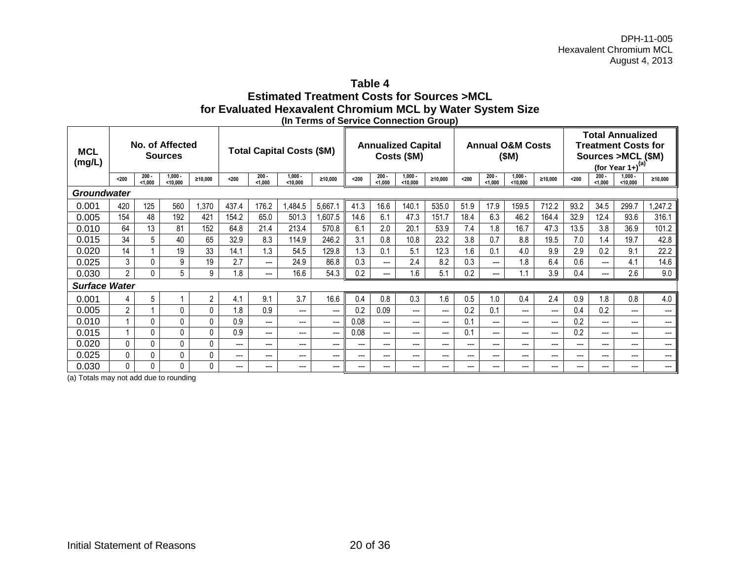**Table 4**
**Estimated Treatment Costs for Sources >MCL**
**for Evaluated Hexavalent Chromium MCL by Water System Size**
**(In Terms of Service Connection Group)**

| MCL (mg/L) | No. of Affected Sources | | | | Total Capital Costs ($M) | | | | Annualized Capital Costs ($M) | | | | Annual O&M Costs ($M) | | | | Total Annualized Treatment Costs for Sources >MCL ($M) (for Year 1+)[(a)] | | | |
|---|---|---|---|---|---|---|---|---|---|---|---|---|---|---|---|---|---|---|---|---|
| | <200 | 200 - <1,000 | 1,000 - <10,000 | ≥10,000 | <200 | 200 - <1,000 | 1,000 - <10,000 | ≥10,000 | <200 | 200 - <1,000 | 1,000 - <10,000 | ≥10,000 | <200 | 200 - <1,000 | 1,000 - <10,000 | ≥10,000 | <200 | 200 - <1,000 | 1,000 - <10,000 | ≥10,000 |
| ***Groundwater*** | | | | | | | | | | | | | | | | | | | | |
| 0.001 | 420 | 125 | 560 | 1,370 | 437.4 | 176.2 | 1,484.5 | 5,667.1 | 41.3 | 16.6 | 140.1 | 535.0 | 51.9 | 17.9 | 159.5 | 712.2 | 93.2 | 34.5 | 299.7 | 1,247.2 |
| 0.005 | 154 | 48 | 192 | 421 | 154.2 | 65.0 | 501.3 | 1,607.5 | 14.6 | 6.1 | 47.3 | 151.7 | 18.4 | 6.3 | 46.2 | 164.4 | 32.9 | 12.4 | 93.6 | 316.1 |
| 0.010 | 64 | 13 | 81 | 152 | 64.8 | 21.4 | 213.4 | 570.8 | 6.1 | 2.0 | 20.1 | 53.9 | 7.4 | 1.8 | 16.7 | 47.3 | 13.5 | 3.8 | 36.9 | 101.2 |
| 0.015 | 34 | 5 | 40 | 65 | 32.9 | 8.3 | 114.9 | 246.2 | 3.1 | 0.8 | 10.8 | 23.2 | 3.8 | 0.7 | 8.8 | 19.5 | 7.0 | 1.4 | 19.7 | 42.8 |
| 0.020 | 14 | 1 | 19 | 33 | 14.1 | 1.3 | 54.5 | 129.8 | 1.3 | 0.1 | 5.1 | 12.3 | 1.6 | 0.1 | 4.0 | 9.9 | 2.9 | 0.2 | 9.1 | 22.2 |
| 0.025 | 3 | 0 | 9 | 19 | 2.7 | --- | 24.9 | 86.8 | 0.3 | --- | 2.4 | 8.2 | 0.3 | --- | 1.8 | 6.4 | 0.6 | --- | 4.1 | 14.6 |
| 0.030 | 2 | 0 | 5 | 9 | 1.8 | --- | 16.6 | 54.3 | 0.2 | --- | 1.6 | 5.1 | 0.2 | --- | 1.1 | 3.9 | 0.4 | --- | 2.6 | 9.0 |
| ***Surface Water*** | | | | | | | | | | | | | | | | | | | | |
| 0.001 | 4 | 5 | 1 | 2 | 4.1 | 9.1 | 3.7 | 16.6 | 0.4 | 0.8 | 0.3 | 1.6 | 0.5 | 1.0 | 0.4 | 2.4 | 0.9 | 1.8 | 0.8 | 4.0 |
| 0.005 | 2 | 1 | 0 | 0 | 1.8 | 0.9 | --- | --- | 0.2 | 0.09 | --- | --- | 0.2 | 0.1 | --- | --- | 0.4 | 0.2 | --- | --- |
| 0.010 | 1 | 0 | 0 | 0 | 0.9 | --- | --- | --- | 0.08 | --- | --- | --- | 0.1 | --- | --- | --- | 0.2 | --- | --- | --- |
| 0.015 | 1 | 0 | 0 | 0 | 0.9 | --- | --- | --- | 0.08 | --- | --- | --- | 0.1 | --- | --- | --- | 0.2 | --- | --- | --- |
| 0.020 | 0 | 0 | 0 | 0 | --- | --- | --- | --- | --- | --- | --- | --- | --- | --- | --- | --- | --- | --- | --- | --- |
| 0.025 | 0 | 0 | 0 | 0 | --- | --- | --- | --- | --- | --- | --- | --- | --- | --- | --- | --- | --- | --- | --- | --- |
| 0.030 | 0 | 0 | 0 | 0 | --- | --- | --- | --- | --- | --- | --- | --- | --- | --- | --- | --- | --- | --- | --- | --- |

(a) Totals may not add due to rounding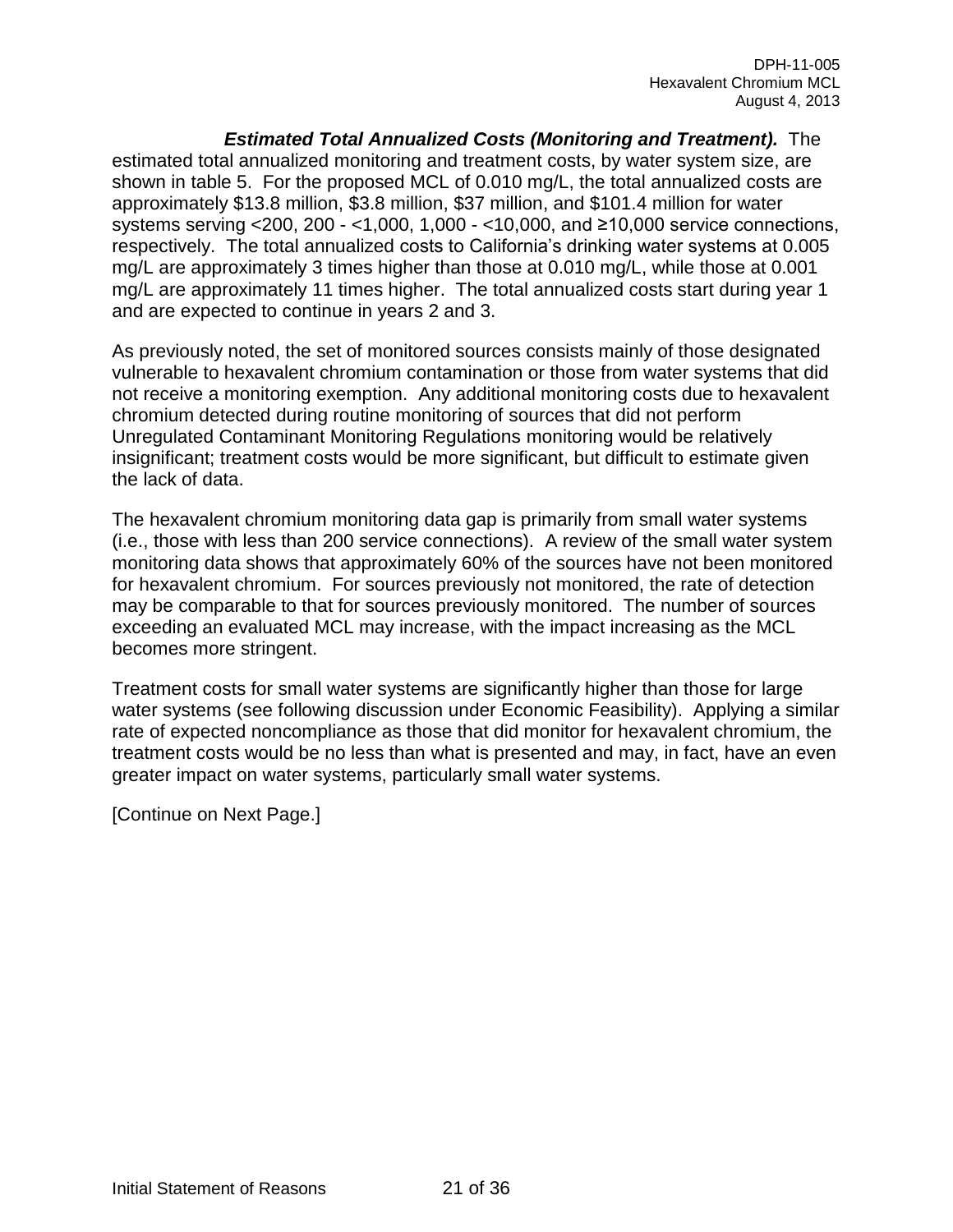***Estimated Total Annualized Costs (Monitoring and Treatment).*** The estimated total annualized monitoring and treatment costs, by water system size, are shown in table 5. For the proposed MCL of 0.010 mg/L, the total annualized costs are approximately $13.8 million, $3.8 million, $37 million, and $101.4 million for water systems serving <200, 200 - <1,000, 1,000 - <10,000, and ≥10,000 service connections, respectively. The total annualized costs to California's drinking water systems at 0.005 mg/L are approximately 3 times higher than those at 0.010 mg/L, while those at 0.001 mg/L are approximately 11 times higher. The total annualized costs start during year 1 and are expected to continue in years 2 and 3.

As previously noted, the set of monitored sources consists mainly of those designated vulnerable to hexavalent chromium contamination or those from water systems that did not receive a monitoring exemption. Any additional monitoring costs due to hexavalent chromium detected during routine monitoring of sources that did not perform Unregulated Contaminant Monitoring Regulations monitoring would be relatively insignificant; treatment costs would be more significant, but difficult to estimate given the lack of data.

The hexavalent chromium monitoring data gap is primarily from small water systems (i.e., those with less than 200 service connections). A review of the small water system monitoring data shows that approximately 60% of the sources have not been monitored for hexavalent chromium. For sources previously not monitored, the rate of detection may be comparable to that for sources previously monitored. The number of sources exceeding an evaluated MCL may increase, with the impact increasing as the MCL becomes more stringent.

Treatment costs for small water systems are significantly higher than those for large water systems (see following discussion under Economic Feasibility). Applying a similar rate of expected noncompliance as those that did monitor for hexavalent chromium, the treatment costs would be no less than what is presented and may, in fact, have an even greater impact on water systems, particularly small water systems.

[Continue on Next Page.]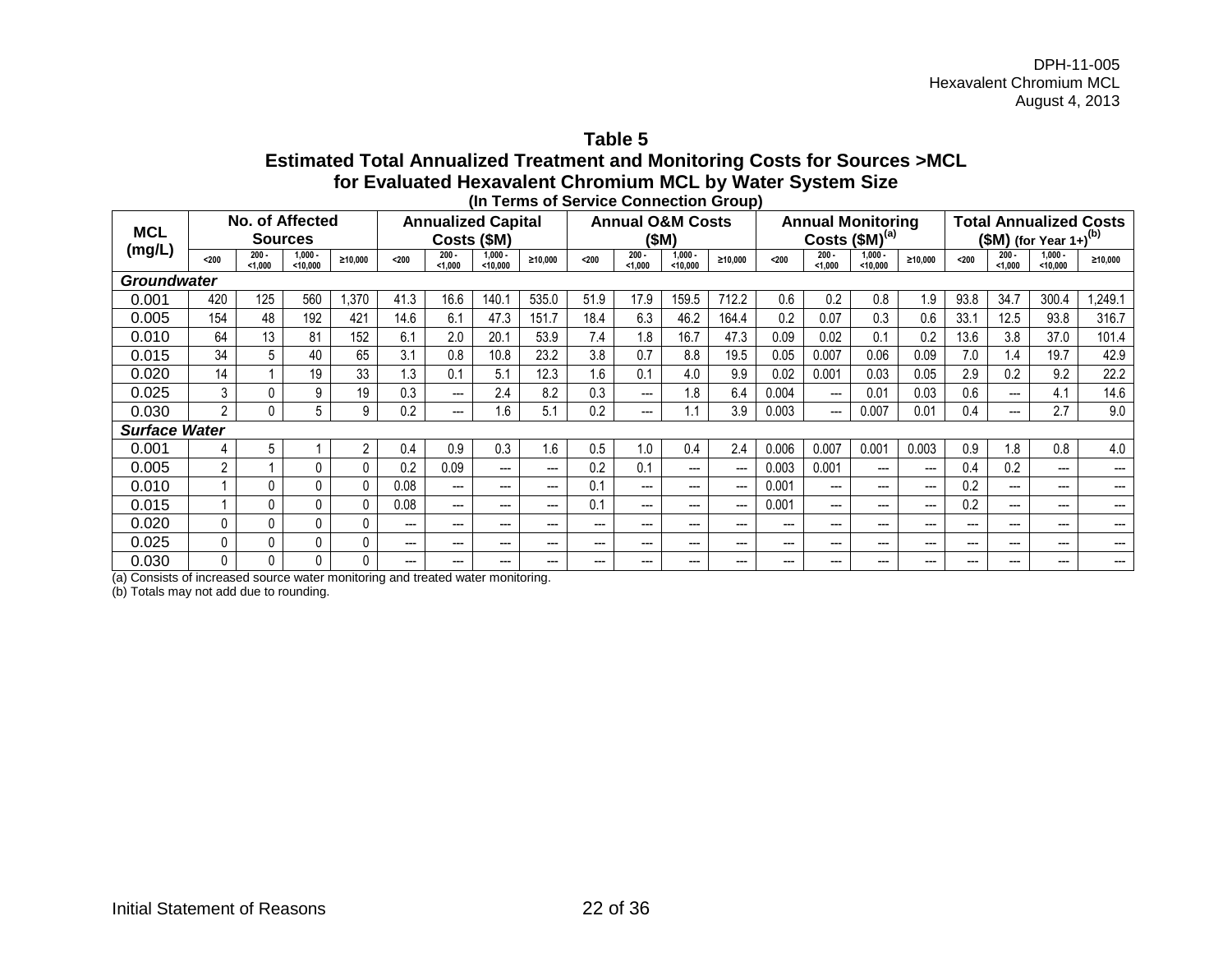**Table 5**
**Estimated Total Annualized Treatment and Monitoring Costs for Sources >MCL for Evaluated Hexavalent Chromium MCL by Water System Size**
**(In Terms of Service Connection Group)**

| MCL (mg/L) | No. of Affected Sources | | | | Annualized Capital Costs ($M) | | | | Annual O&M Costs ($M) | | | | Annual Monitoring Costs ($M)[(a)] | | | | Total Annualized Costs ($M) (for Year 1+)[(b)] | | | |
|---|---|---|---|---|---|---|---|---|---|---|---|---|---|---|---|---|---|---|---|---|
| | <200 | 200 - <1,000 | 1,000 - <10,000 | ≥10,000 | <200 | 200 - <1,000 | 1,000 - <10,000 | ≥10,000 | <200 | 200 - <1,000 | 1,000 - <10,000 | ≥10,000 | <200 | 200 - <1,000 | 1,000 - <10,000 | ≥10,000 | <200 | 200 - <1,000 | 1,000 - <10,000 | ≥10,000 |
| ***Groundwater*** | | | | | | | | | | | | | | | | | | | | |
| 0.001 | 420 | 125 | 560 | 1,370 | 41.3 | 16.6 | 140.1 | 535.0 | 51.9 | 17.9 | 159.5 | 712.2 | 0.6 | 0.2 | 0.8 | 1.9 | 93.8 | 34.7 | 300.4 | 1,249.1 |
| 0.005 | 154 | 48 | 192 | 421 | 14.6 | 6.1 | 47.3 | 151.7 | 18.4 | 6.3 | 46.2 | 164.4 | 0.2 | 0.07 | 0.3 | 0.6 | 33.1 | 12.5 | 93.8 | 316.7 |
| 0.010 | 64 | 13 | 81 | 152 | 6.1 | 2.0 | 20.1 | 53.9 | 7.4 | 1.8 | 16.7 | 47.3 | 0.09 | 0.02 | 0.1 | 0.2 | 13.6 | 3.8 | 37.0 | 101.4 |
| 0.015 | 34 | 5 | 40 | 65 | 3.1 | 0.8 | 10.8 | 23.2 | 3.8 | 0.7 | 8.8 | 19.5 | 0.05 | 0.007 | 0.06 | 0.09 | 7.0 | 1.4 | 19.7 | 42.9 |
| 0.020 | 14 | 1 | 19 | 33 | 1.3 | 0.1 | 5.1 | 12.3 | 1.6 | 0.1 | 4.0 | 9.9 | 0.02 | 0.001 | 0.03 | 0.05 | 2.9 | 0.2 | 9.2 | 22.2 |
| 0.025 | 3 | 0 | 9 | 19 | 0.3 | --- | 2.4 | 8.2 | 0.3 | --- | 1.8 | 6.4 | 0.004 | --- | 0.01 | 0.03 | 0.6 | --- | 4.1 | 14.6 |
| 0.030 | 2 | 0 | 5 | 9 | 0.2 | --- | 1.6 | 5.1 | 0.2 | --- | 1.1 | 3.9 | 0.003 | --- | 0.007 | 0.01 | 0.4 | --- | 2.7 | 9.0 |
| ***Surface Water*** | | | | | | | | | | | | | | | | | | | | |
| 0.001 | 4 | 5 | 1 | 2 | 0.4 | 0.9 | 0.3 | 1.6 | 0.5 | 1.0 | 0.4 | 2.4 | 0.006 | 0.007 | 0.001 | 0.003 | 0.9 | 1.8 | 0.8 | 4.0 |
| 0.005 | 2 | 1 | 0 | 0 | 0.2 | 0.09 | --- | --- | 0.2 | 0.1 | --- | --- | 0.003 | 0.001 | --- | --- | 0.4 | 0.2 | --- | --- |
| 0.010 | 1 | 0 | 0 | 0 | 0.08 | --- | --- | --- | 0.1 | --- | --- | --- | 0.001 | --- | --- | --- | 0.2 | --- | --- | --- |
| 0.015 | 1 | 0 | 0 | 0 | 0.08 | --- | --- | --- | 0.1 | --- | --- | --- | 0.001 | --- | --- | --- | 0.2 | --- | --- | --- |
| 0.020 | 0 | 0 | 0 | 0 | --- | --- | --- | --- | --- | --- | --- | --- | --- | --- | --- | --- | --- | --- | --- | --- |
| 0.025 | 0 | 0 | 0 | 0 | --- | --- | --- | --- | --- | --- | --- | --- | --- | --- | --- | --- | --- | --- | --- | --- |
| 0.030 | 0 | 0 | 0 | 0 | --- | --- | --- | --- | --- | --- | --- | --- | --- | --- | --- | --- | --- | --- | --- | --- |

(a) Consists of increased source water monitoring and treated water monitoring.
(b) Totals may not add due to rounding.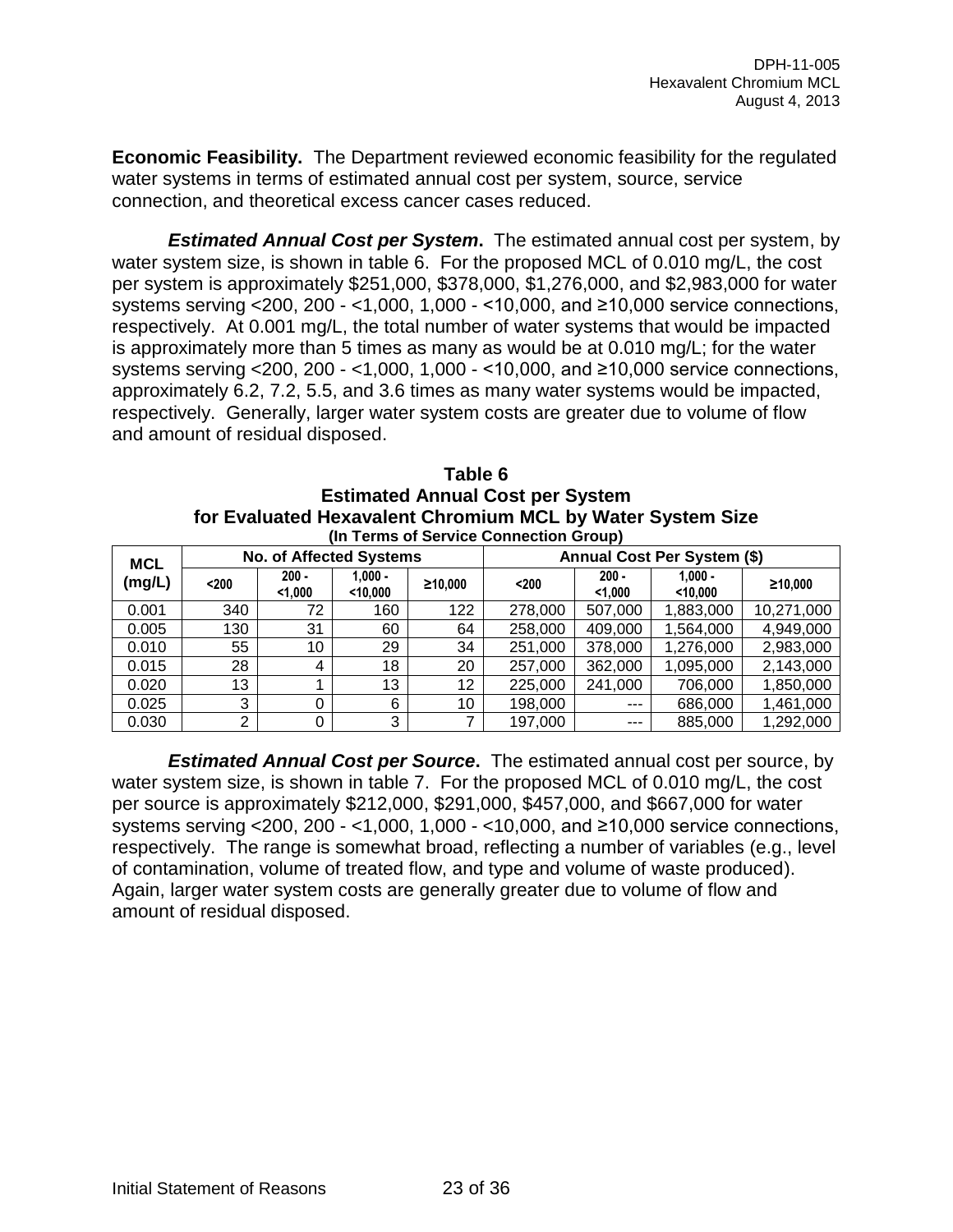**Economic Feasibility.** The Department reviewed economic feasibility for the regulated water systems in terms of estimated annual cost per system, source, service connection, and theoretical excess cancer cases reduced.

***Estimated Annual Cost per System*.** The estimated annual cost per system, by water system size, is shown in table 6. For the proposed MCL of 0.010 mg/L, the cost per system is approximately \$251,000, \$378,000, \$1,276,000, and \$2,983,000 for water systems serving <200, 200 - <1,000, 1,000 - <10,000, and ≥10,000 service connections, respectively. At 0.001 mg/L, the total number of water systems that would be impacted is approximately more than 5 times as many as would be at 0.010 mg/L; for the water systems serving <200, 200 - <1,000, 1,000 - <10,000, and ≥10,000 service connections, approximately 6.2, 7.2, 5.5, and 3.6 times as many water systems would be impacted, respectively. Generally, larger water system costs are greater due to volume of flow and amount of residual disposed.

**Table 6**
**Estimated Annual Cost per System**
**for Evaluated Hexavalent Chromium MCL by Water System Size**
**(In Terms of Service Connection Group)**

| MCL (mg/L) | No. of Affected Systems | | | | Annual Cost Per System (\$) | | | |
|---|---|---|---|---|---|---|---|---|
| | <200 | 200 - <1,000 | 1,000 - <10,000 | ≥10,000 | <200 | 200 - <1,000 | 1,000 - <10,000 | ≥10,000 |
| 0.001 | 340 | 72 | 160 | 122 | 278,000 | 507,000 | 1,883,000 | 10,271,000 |
| 0.005 | 130 | 31 | 60 | 64 | 258,000 | 409,000 | 1,564,000 | 4,949,000 |
| 0.010 | 55 | 10 | 29 | 34 | 251,000 | 378,000 | 1,276,000 | 2,983,000 |
| 0.015 | 28 | 4 | 18 | 20 | 257,000 | 362,000 | 1,095,000 | 2,143,000 |
| 0.020 | 13 | 1 | 13 | 12 | 225,000 | 241,000 | 706,000 | 1,850,000 |
| 0.025 | 3 | 0 | 6 | 10 | 198,000 | --- | 686,000 | 1,461,000 |
| 0.030 | 2 | 0 | 3 | 7 | 197,000 | --- | 885,000 | 1,292,000 |

***Estimated Annual Cost per Source*.** The estimated annual cost per source, by water system size, is shown in table 7. For the proposed MCL of 0.010 mg/L, the cost per source is approximately \$212,000, \$291,000, \$457,000, and \$667,000 for water systems serving <200, 200 - <1,000, 1,000 - <10,000, and ≥10,000 service connections, respectively. The range is somewhat broad, reflecting a number of variables (e.g., level of contamination, volume of treated flow, and type and volume of waste produced). Again, larger water system costs are generally greater due to volume of flow and amount of residual disposed.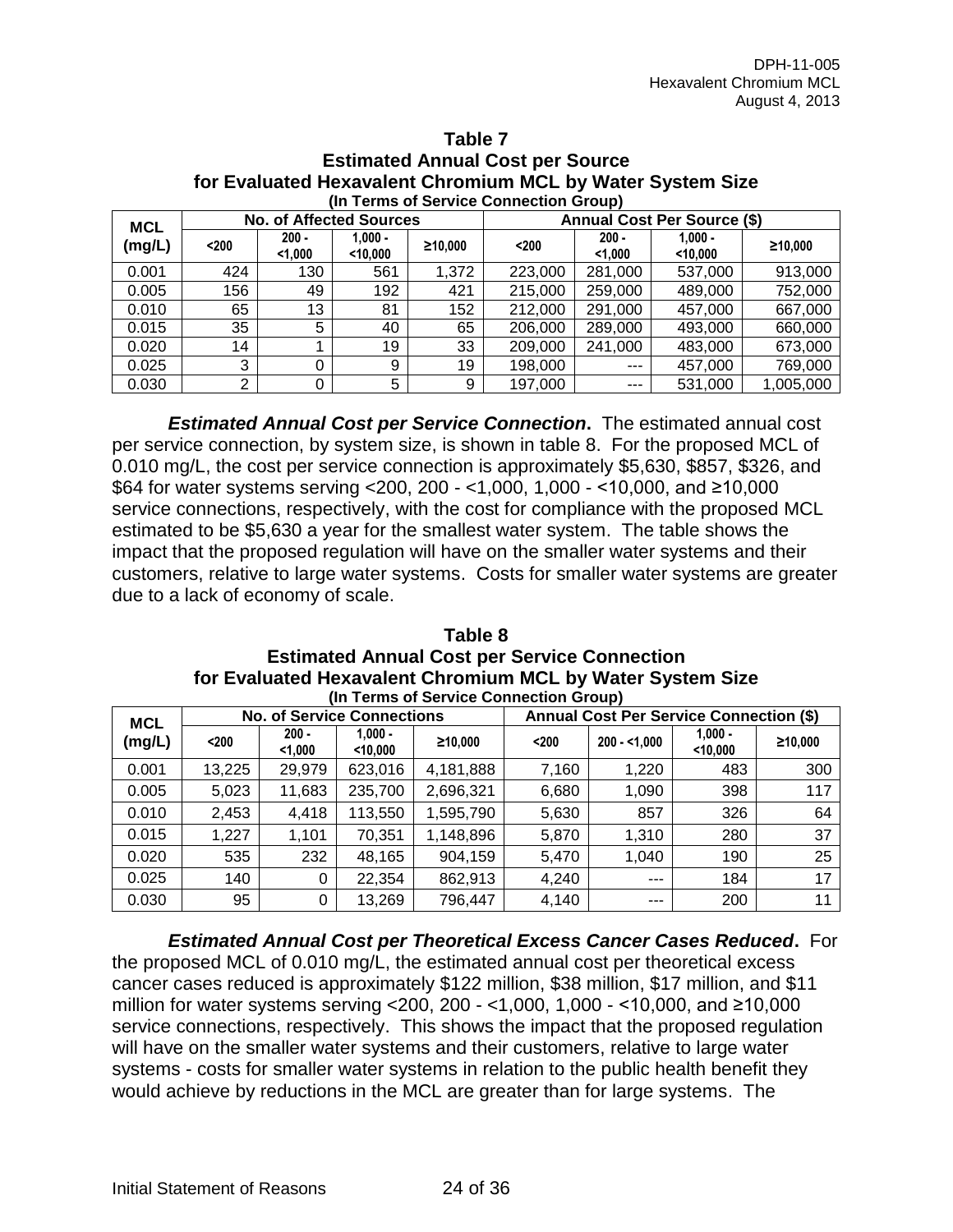**Table 7**
**Estimated Annual Cost per Source**
**for Evaluated Hexavalent Chromium MCL by Water System Size**
**(In Terms of Service Connection Group)**

| MCL (mg/L) | No. of Affected Sources | | | | Annual Cost Per Source ($) | | | |
|---|---|---|---|---|---|---|---|---|
| | <200 | 200 - <1,000 | 1,000 - <10,000 | ≥10,000 | <200 | 200 - <1,000 | 1,000 - <10,000 | ≥10,000 |
| 0.001 | 424 | 130 | 561 | 1,372 | 223,000 | 281,000 | 537,000 | 913,000 |
| 0.005 | 156 | 49 | 192 | 421 | 215,000 | 259,000 | 489,000 | 752,000 |
| 0.010 | 65 | 13 | 81 | 152 | 212,000 | 291,000 | 457,000 | 667,000 |
| 0.015 | 35 | 5 | 40 | 65 | 206,000 | 289,000 | 493,000 | 660,000 |
| 0.020 | 14 | 1 | 19 | 33 | 209,000 | 241,000 | 483,000 | 673,000 |
| 0.025 | 3 | 0 | 9 | 19 | 198,000 | --- | 457,000 | 769,000 |
| 0.030 | 2 | 0 | 5 | 9 | 197,000 | --- | 531,000 | 1,005,000 |

***Estimated Annual Cost per Service Connection*****.** The estimated annual cost per service connection, by system size, is shown in table 8. For the proposed MCL of 0.010 mg/L, the cost per service connection is approximately $5,630, $857, $326, and $64 for water systems serving <200, 200 - <1,000, 1,000 - <10,000, and ≥10,000 service connections, respectively, with the cost for compliance with the proposed MCL estimated to be $5,630 a year for the smallest water system. The table shows the impact that the proposed regulation will have on the smaller water systems and their customers, relative to large water systems. Costs for smaller water systems are greater due to a lack of economy of scale.

**Table 8**
**Estimated Annual Cost per Service Connection**
**for Evaluated Hexavalent Chromium MCL by Water System Size**
**(In Terms of Service Connection Group)**

| MCL (mg/L) | No. of Service Connections | | | | Annual Cost Per Service Connection ($) | | | |
|---|---|---|---|---|---|---|---|---|
| | <200 | 200 - <1,000 | 1,000 - <10,000 | ≥10,000 | <200 | 200 - <1,000 | 1,000 - <10,000 | ≥10,000 |
| 0.001 | 13,225 | 29,979 | 623,016 | 4,181,888 | 7,160 | 1,220 | 483 | 300 |
| 0.005 | 5,023 | 11,683 | 235,700 | 2,696,321 | 6,680 | 1,090 | 398 | 117 |
| 0.010 | 2,453 | 4,418 | 113,550 | 1,595,790 | 5,630 | 857 | 326 | 64 |
| 0.015 | 1,227 | 1,101 | 70,351 | 1,148,896 | 5,870 | 1,310 | 280 | 37 |
| 0.020 | 535 | 232 | 48,165 | 904,159 | 5,470 | 1,040 | 190 | 25 |
| 0.025 | 140 | 0 | 22,354 | 862,913 | 4,240 | --- | 184 | 17 |
| 0.030 | 95 | 0 | 13,269 | 796,447 | 4,140 | --- | 200 | 11 |

***Estimated Annual Cost per Theoretical Excess Cancer Cases Reduced*****.** For the proposed MCL of 0.010 mg/L, the estimated annual cost per theoretical excess cancer cases reduced is approximately $122 million, $38 million, $17 million, and $11 million for water systems serving <200, 200 - <1,000, 1,000 - <10,000, and ≥10,000 service connections, respectively. This shows the impact that the proposed regulation will have on the smaller water systems and their customers, relative to large water systems - costs for smaller water systems in relation to the public health benefit they would achieve by reductions in the MCL are greater than for large systems. The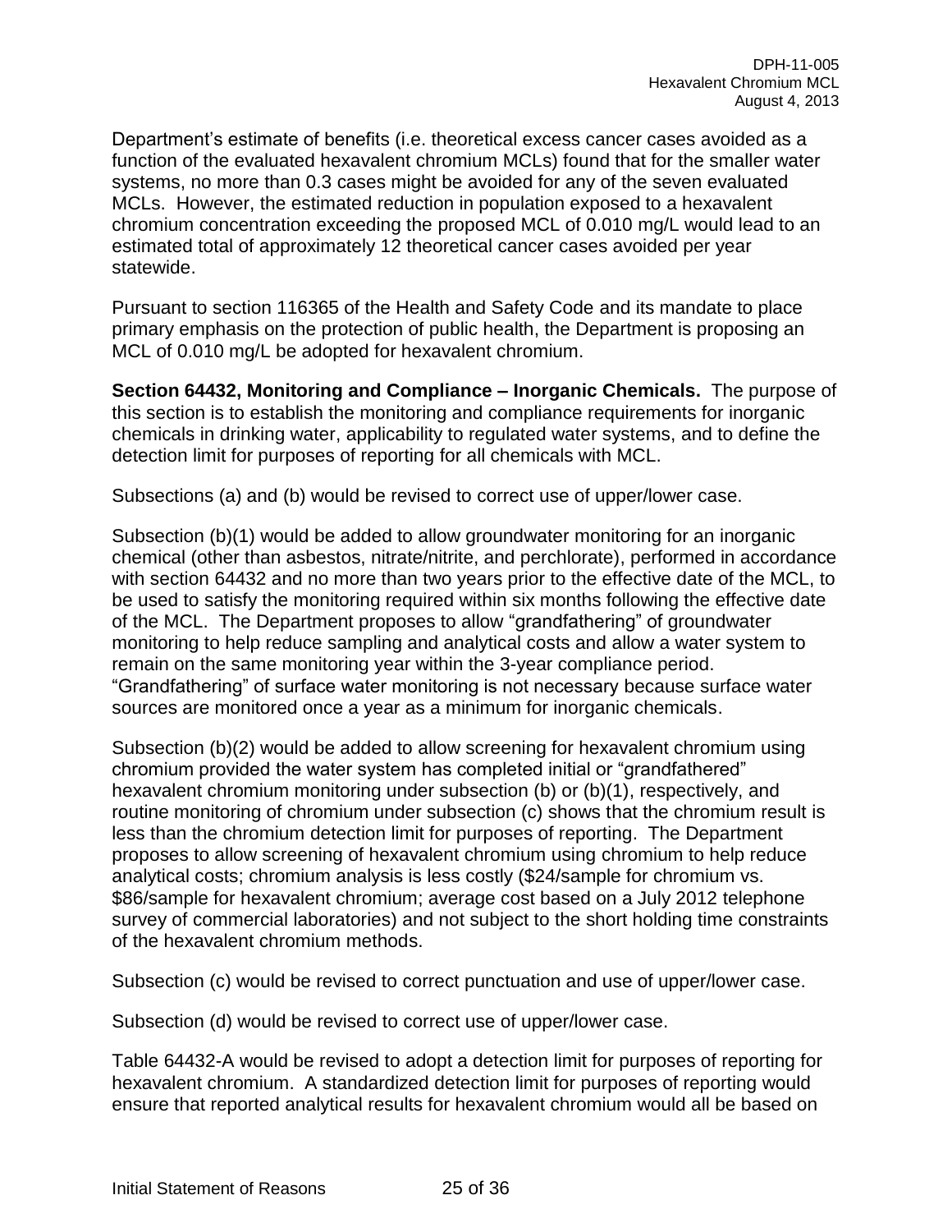Department's estimate of benefits (i.e. theoretical excess cancer cases avoided as a function of the evaluated hexavalent chromium MCLs) found that for the smaller water systems, no more than 0.3 cases might be avoided for any of the seven evaluated MCLs. However, the estimated reduction in population exposed to a hexavalent chromium concentration exceeding the proposed MCL of 0.010 mg/L would lead to an estimated total of approximately 12 theoretical cancer cases avoided per year statewide.

Pursuant to section 116365 of the Health and Safety Code and its mandate to place primary emphasis on the protection of public health, the Department is proposing an MCL of 0.010 mg/L be adopted for hexavalent chromium.

**Section 64432, Monitoring and Compliance – Inorganic Chemicals.** The purpose of this section is to establish the monitoring and compliance requirements for inorganic chemicals in drinking water, applicability to regulated water systems, and to define the detection limit for purposes of reporting for all chemicals with MCL.

Subsections (a) and (b) would be revised to correct use of upper/lower case.

Subsection (b)(1) would be added to allow groundwater monitoring for an inorganic chemical (other than asbestos, nitrate/nitrite, and perchlorate), performed in accordance with section 64432 and no more than two years prior to the effective date of the MCL, to be used to satisfy the monitoring required within six months following the effective date of the MCL. The Department proposes to allow "grandfathering" of groundwater monitoring to help reduce sampling and analytical costs and allow a water system to remain on the same monitoring year within the 3-year compliance period. "Grandfathering" of surface water monitoring is not necessary because surface water sources are monitored once a year as a minimum for inorganic chemicals.

Subsection (b)(2) would be added to allow screening for hexavalent chromium using chromium provided the water system has completed initial or "grandfathered" hexavalent chromium monitoring under subsection (b) or (b)(1), respectively, and routine monitoring of chromium under subsection (c) shows that the chromium result is less than the chromium detection limit for purposes of reporting. The Department proposes to allow screening of hexavalent chromium using chromium to help reduce analytical costs; chromium analysis is less costly ($24/sample for chromium vs. $86/sample for hexavalent chromium; average cost based on a July 2012 telephone survey of commercial laboratories) and not subject to the short holding time constraints of the hexavalent chromium methods.

Subsection (c) would be revised to correct punctuation and use of upper/lower case.

Subsection (d) would be revised to correct use of upper/lower case.

Table 64432-A would be revised to adopt a detection limit for purposes of reporting for hexavalent chromium. A standardized detection limit for purposes of reporting would ensure that reported analytical results for hexavalent chromium would all be based on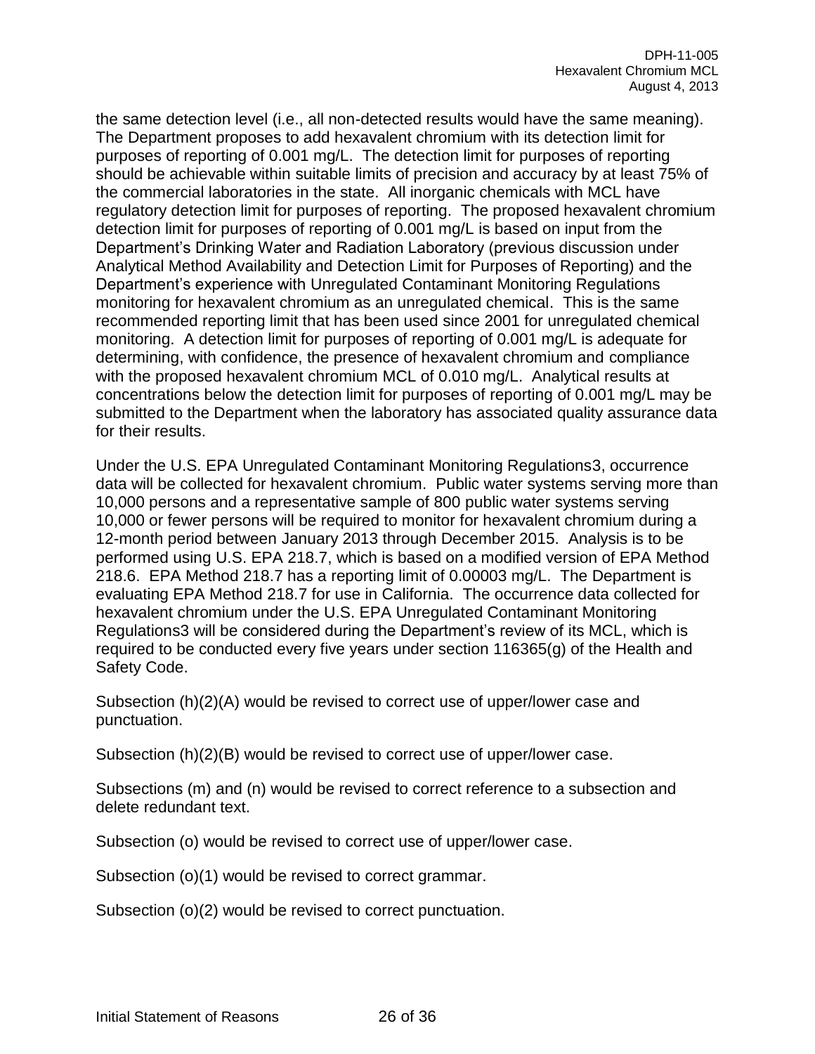the same detection level (i.e., all non-detected results would have the same meaning). The Department proposes to add hexavalent chromium with its detection limit for purposes of reporting of 0.001 mg/L. The detection limit for purposes of reporting should be achievable within suitable limits of precision and accuracy by at least 75% of the commercial laboratories in the state. All inorganic chemicals with MCL have regulatory detection limit for purposes of reporting. The proposed hexavalent chromium detection limit for purposes of reporting of 0.001 mg/L is based on input from the Department's Drinking Water and Radiation Laboratory (previous discussion under Analytical Method Availability and Detection Limit for Purposes of Reporting) and the Department's experience with Unregulated Contaminant Monitoring Regulations monitoring for hexavalent chromium as an unregulated chemical. This is the same recommended reporting limit that has been used since 2001 for unregulated chemical monitoring. A detection limit for purposes of reporting of 0.001 mg/L is adequate for determining, with confidence, the presence of hexavalent chromium and compliance with the proposed hexavalent chromium MCL of 0.010 mg/L. Analytical results at concentrations below the detection limit for purposes of reporting of 0.001 mg/L may be submitted to the Department when the laboratory has associated quality assurance data for their results.

Under the U.S. EPA Unregulated Contaminant Monitoring Regulations3, occurrence data will be collected for hexavalent chromium. Public water systems serving more than 10,000 persons and a representative sample of 800 public water systems serving 10,000 or fewer persons will be required to monitor for hexavalent chromium during a 12-month period between January 2013 through December 2015. Analysis is to be performed using U.S. EPA 218.7, which is based on a modified version of EPA Method 218.6. EPA Method 218.7 has a reporting limit of 0.00003 mg/L. The Department is evaluating EPA Method 218.7 for use in California. The occurrence data collected for hexavalent chromium under the U.S. EPA Unregulated Contaminant Monitoring Regulations3 will be considered during the Department's review of its MCL, which is required to be conducted every five years under section 116365(g) of the Health and Safety Code.

Subsection (h)(2)(A) would be revised to correct use of upper/lower case and punctuation.

Subsection (h)(2)(B) would be revised to correct use of upper/lower case.

Subsections (m) and (n) would be revised to correct reference to a subsection and delete redundant text.

Subsection (o) would be revised to correct use of upper/lower case.

Subsection (o)(1) would be revised to correct grammar.

Subsection (o)(2) would be revised to correct punctuation.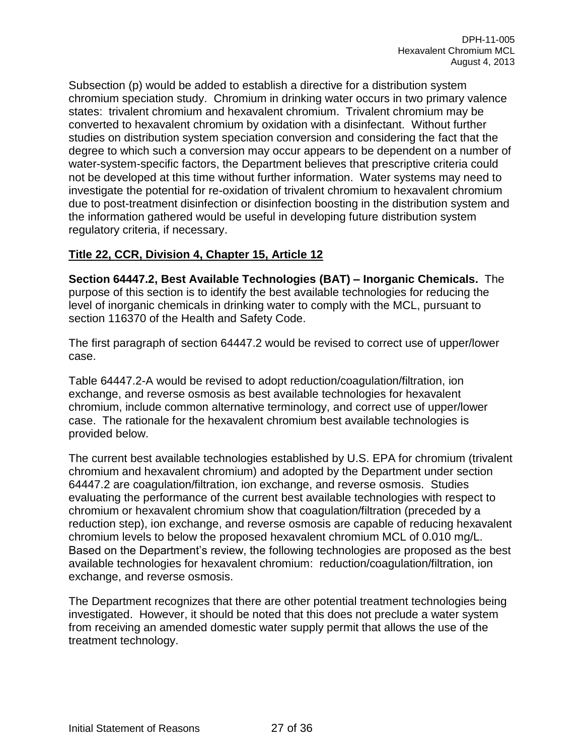Subsection (p) would be added to establish a directive for a distribution system chromium speciation study. Chromium in drinking water occurs in two primary valence states: trivalent chromium and hexavalent chromium. Trivalent chromium may be converted to hexavalent chromium by oxidation with a disinfectant. Without further studies on distribution system speciation conversion and considering the fact that the degree to which such a conversion may occur appears to be dependent on a number of water-system-specific factors, the Department believes that prescriptive criteria could not be developed at this time without further information. Water systems may need to investigate the potential for re-oxidation of trivalent chromium to hexavalent chromium due to post-treatment disinfection or disinfection boosting in the distribution system and the information gathered would be useful in developing future distribution system regulatory criteria, if necessary.

**Title 22, CCR, Division 4, Chapter 15, Article 12**

**Section 64447.2, Best Available Technologies (BAT) – Inorganic Chemicals.** The purpose of this section is to identify the best available technologies for reducing the level of inorganic chemicals in drinking water to comply with the MCL, pursuant to section 116370 of the Health and Safety Code.

The first paragraph of section 64447.2 would be revised to correct use of upper/lower case.

Table 64447.2-A would be revised to adopt reduction/coagulation/filtration, ion exchange, and reverse osmosis as best available technologies for hexavalent chromium, include common alternative terminology, and correct use of upper/lower case. The rationale for the hexavalent chromium best available technologies is provided below.

The current best available technologies established by U.S. EPA for chromium (trivalent chromium and hexavalent chromium) and adopted by the Department under section 64447.2 are coagulation/filtration, ion exchange, and reverse osmosis. Studies evaluating the performance of the current best available technologies with respect to chromium or hexavalent chromium show that coagulation/filtration (preceded by a reduction step), ion exchange, and reverse osmosis are capable of reducing hexavalent chromium levels to below the proposed hexavalent chromium MCL of 0.010 mg/L. Based on the Department's review, the following technologies are proposed as the best available technologies for hexavalent chromium: reduction/coagulation/filtration, ion exchange, and reverse osmosis.

The Department recognizes that there are other potential treatment technologies being investigated. However, it should be noted that this does not preclude a water system from receiving an amended domestic water supply permit that allows the use of the treatment technology.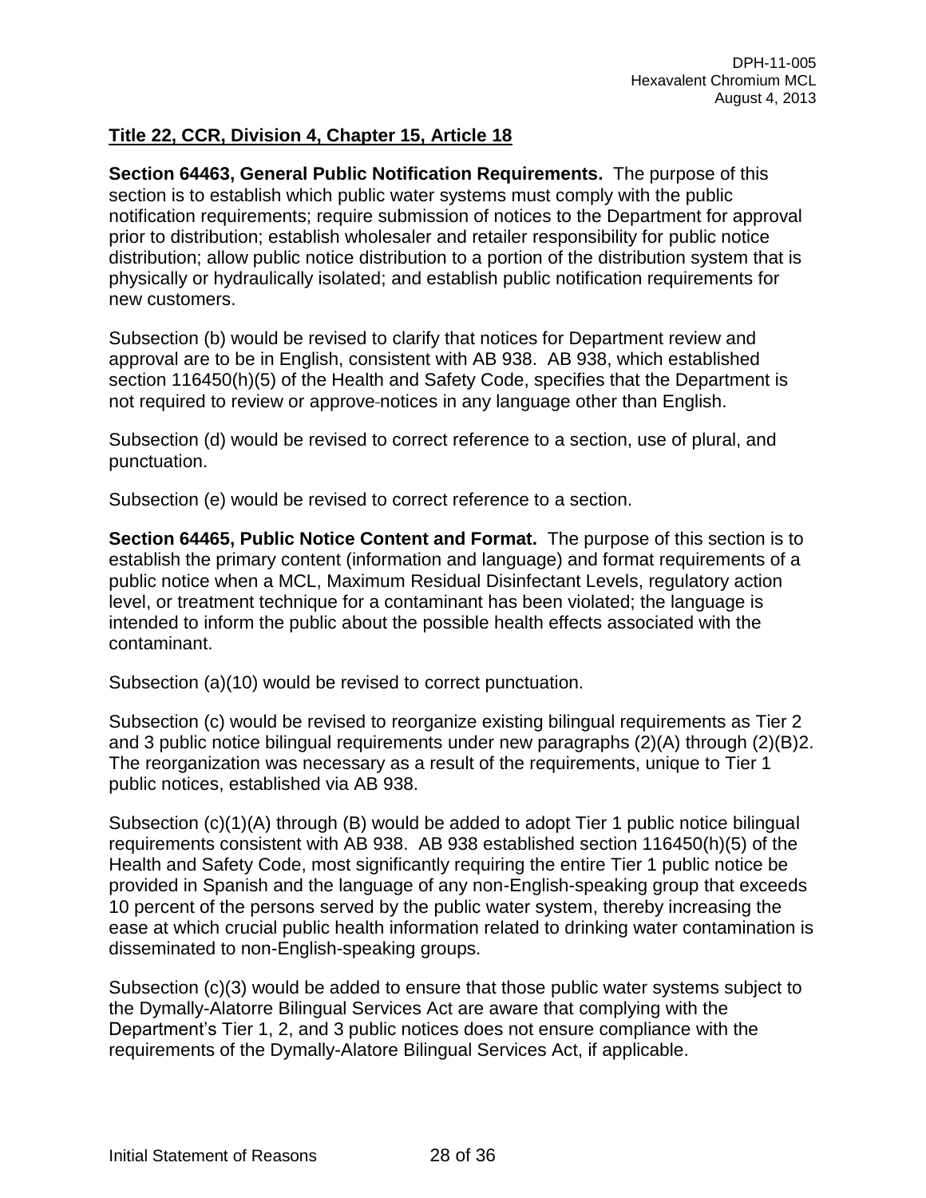**Title 22, CCR, Division 4, Chapter 15, Article 18**

**Section 64463, General Public Notification Requirements.** The purpose of this section is to establish which public water systems must comply with the public notification requirements; require submission of notices to the Department for approval prior to distribution; establish wholesaler and retailer responsibility for public notice distribution; allow public notice distribution to a portion of the distribution system that is physically or hydraulically isolated; and establish public notification requirements for new customers.

Subsection (b) would be revised to clarify that notices for Department review and approval are to be in English, consistent with AB 938. AB 938, which established section 116450(h)(5) of the Health and Safety Code, specifies that the Department is not required to review or approve notices in any language other than English.

Subsection (d) would be revised to correct reference to a section, use of plural, and punctuation.

Subsection (e) would be revised to correct reference to a section.

**Section 64465, Public Notice Content and Format.** The purpose of this section is to establish the primary content (information and language) and format requirements of a public notice when a MCL, Maximum Residual Disinfectant Levels, regulatory action level, or treatment technique for a contaminant has been violated; the language is intended to inform the public about the possible health effects associated with the contaminant.

Subsection (a)(10) would be revised to correct punctuation.

Subsection (c) would be revised to reorganize existing bilingual requirements as Tier 2 and 3 public notice bilingual requirements under new paragraphs (2)(A) through (2)(B)2. The reorganization was necessary as a result of the requirements, unique to Tier 1 public notices, established via AB 938.

Subsection (c)(1)(A) through (B) would be added to adopt Tier 1 public notice bilingual requirements consistent with AB 938. AB 938 established section 116450(h)(5) of the Health and Safety Code, most significantly requiring the entire Tier 1 public notice be provided in Spanish and the language of any non-English-speaking group that exceeds 10 percent of the persons served by the public water system, thereby increasing the ease at which crucial public health information related to drinking water contamination is disseminated to non-English-speaking groups.

Subsection (c)(3) would be added to ensure that those public water systems subject to the Dymally-Alatorre Bilingual Services Act are aware that complying with the Department's Tier 1, 2, and 3 public notices does not ensure compliance with the requirements of the Dymally-Alatore Bilingual Services Act, if applicable.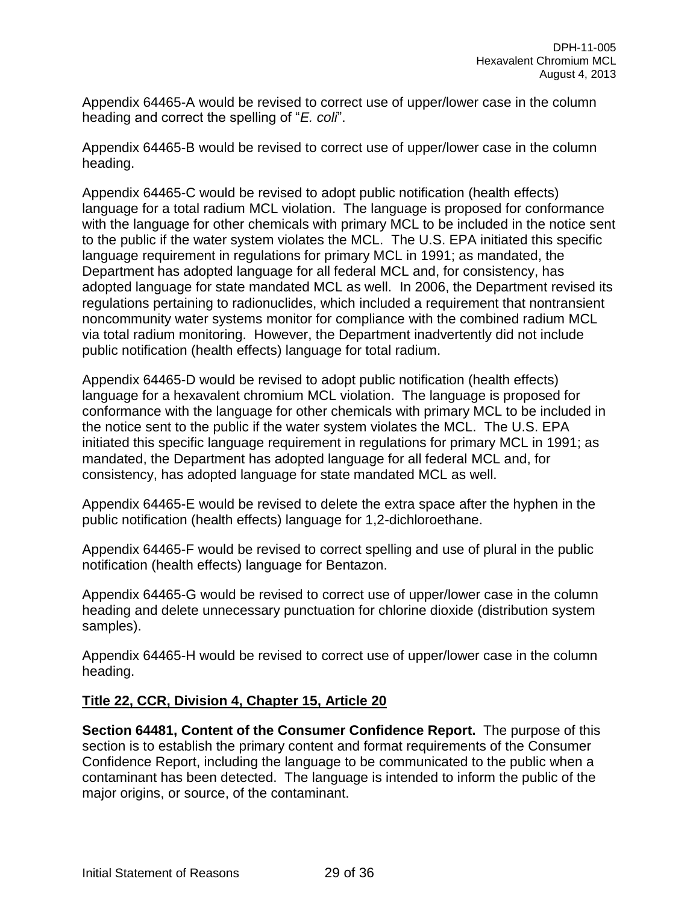Appendix 64465-A would be revised to correct use of upper/lower case in the column heading and correct the spelling of "*E. coli*".

Appendix 64465-B would be revised to correct use of upper/lower case in the column heading.

Appendix 64465-C would be revised to adopt public notification (health effects) language for a total radium MCL violation. The language is proposed for conformance with the language for other chemicals with primary MCL to be included in the notice sent to the public if the water system violates the MCL. The U.S. EPA initiated this specific language requirement in regulations for primary MCL in 1991; as mandated, the Department has adopted language for all federal MCL and, for consistency, has adopted language for state mandated MCL as well. In 2006, the Department revised its regulations pertaining to radionuclides, which included a requirement that nontransient noncommunity water systems monitor for compliance with the combined radium MCL via total radium monitoring. However, the Department inadvertently did not include public notification (health effects) language for total radium.

Appendix 64465-D would be revised to adopt public notification (health effects) language for a hexavalent chromium MCL violation. The language is proposed for conformance with the language for other chemicals with primary MCL to be included in the notice sent to the public if the water system violates the MCL. The U.S. EPA initiated this specific language requirement in regulations for primary MCL in 1991; as mandated, the Department has adopted language for all federal MCL and, for consistency, has adopted language for state mandated MCL as well.

Appendix 64465-E would be revised to delete the extra space after the hyphen in the public notification (health effects) language for 1,2-dichloroethane.

Appendix 64465-F would be revised to correct spelling and use of plural in the public notification (health effects) language for Bentazon.

Appendix 64465-G would be revised to correct use of upper/lower case in the column heading and delete unnecessary punctuation for chlorine dioxide (distribution system samples).

Appendix 64465-H would be revised to correct use of upper/lower case in the column heading.

## Title 22, CCR, Division 4, Chapter 15, Article 20

**Section 64481, Content of the Consumer Confidence Report.** The purpose of this section is to establish the primary content and format requirements of the Consumer Confidence Report, including the language to be communicated to the public when a contaminant has been detected. The language is intended to inform the public of the major origins, or source, of the contaminant.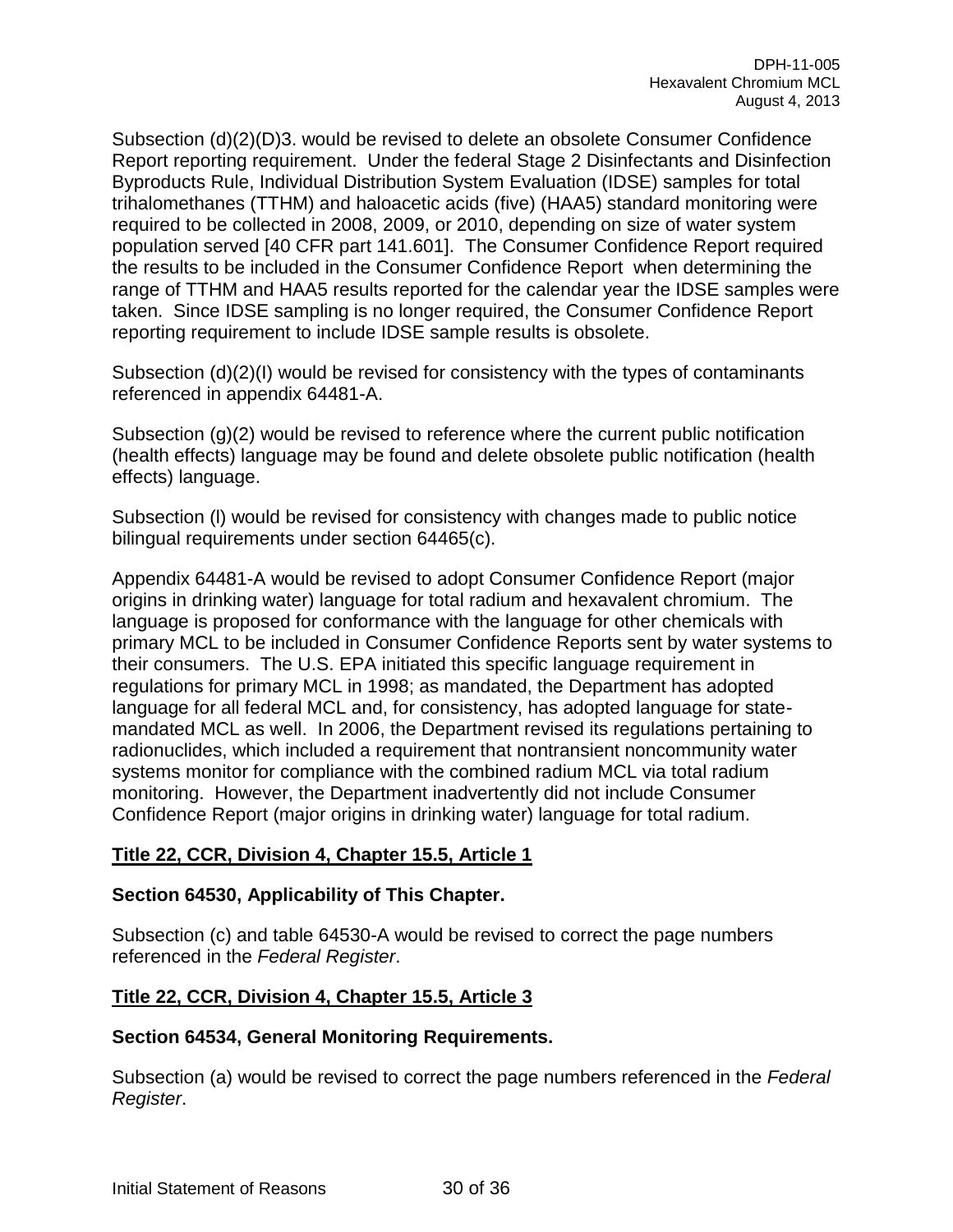Subsection (d)(2)(D)3. would be revised to delete an obsolete Consumer Confidence Report reporting requirement. Under the federal Stage 2 Disinfectants and Disinfection Byproducts Rule, Individual Distribution System Evaluation (IDSE) samples for total trihalomethanes (TTHM) and haloacetic acids (five) (HAA5) standard monitoring were required to be collected in 2008, 2009, or 2010, depending on size of water system population served [40 CFR part 141.601]. The Consumer Confidence Report required the results to be included in the Consumer Confidence Report when determining the range of TTHM and HAA5 results reported for the calendar year the IDSE samples were taken. Since IDSE sampling is no longer required, the Consumer Confidence Report reporting requirement to include IDSE sample results is obsolete.

Subsection (d)(2)(I) would be revised for consistency with the types of contaminants referenced in appendix 64481-A.

Subsection (g)(2) would be revised to reference where the current public notification (health effects) language may be found and delete obsolete public notification (health effects) language.

Subsection (l) would be revised for consistency with changes made to public notice bilingual requirements under section 64465(c).

Appendix 64481-A would be revised to adopt Consumer Confidence Report (major origins in drinking water) language for total radium and hexavalent chromium. The language is proposed for conformance with the language for other chemicals with primary MCL to be included in Consumer Confidence Reports sent by water systems to their consumers. The U.S. EPA initiated this specific language requirement in regulations for primary MCL in 1998; as mandated, the Department has adopted language for all federal MCL and, for consistency, has adopted language for state-mandated MCL as well. In 2006, the Department revised its regulations pertaining to radionuclides, which included a requirement that nontransient noncommunity water systems monitor for compliance with the combined radium MCL via total radium monitoring. However, the Department inadvertently did not include Consumer Confidence Report (major origins in drinking water) language for total radium.

## Title 22, CCR, Division 4, Chapter 15.5, Article 1

### Section 64530, Applicability of This Chapter.

Subsection (c) and table 64530-A would be revised to correct the page numbers referenced in the *Federal Register*.

## Title 22, CCR, Division 4, Chapter 15.5, Article 3

### Section 64534, General Monitoring Requirements.

Subsection (a) would be revised to correct the page numbers referenced in the *Federal Register*.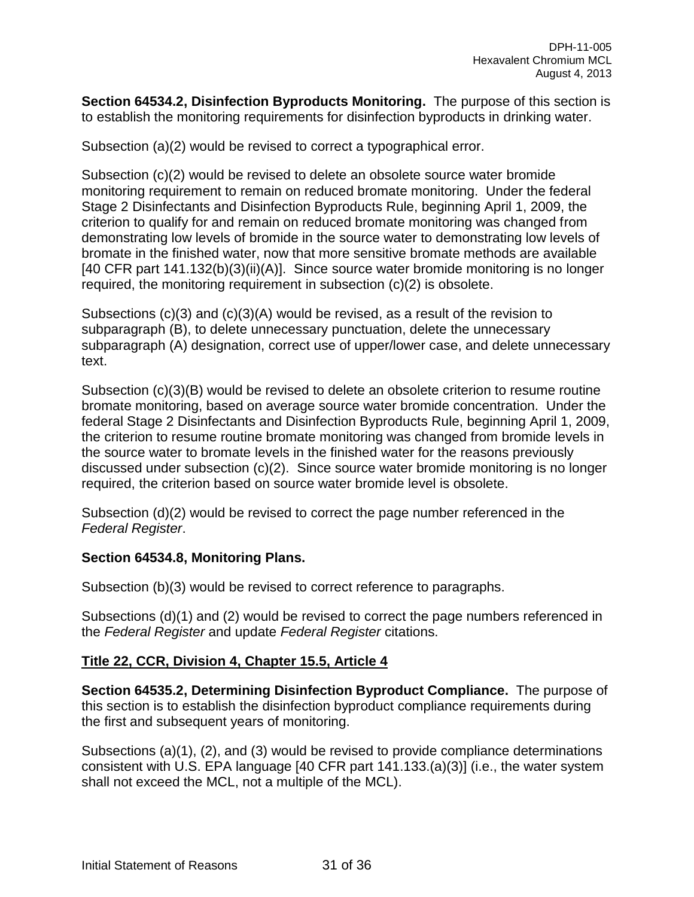**Section 64534.2, Disinfection Byproducts Monitoring.** The purpose of this section is to establish the monitoring requirements for disinfection byproducts in drinking water.

Subsection (a)(2) would be revised to correct a typographical error.

Subsection (c)(2) would be revised to delete an obsolete source water bromide monitoring requirement to remain on reduced bromate monitoring. Under the federal Stage 2 Disinfectants and Disinfection Byproducts Rule, beginning April 1, 2009, the criterion to qualify for and remain on reduced bromate monitoring was changed from demonstrating low levels of bromide in the source water to demonstrating low levels of bromate in the finished water, now that more sensitive bromate methods are available [40 CFR part 141.132(b)(3)(ii)(A)]. Since source water bromide monitoring is no longer required, the monitoring requirement in subsection (c)(2) is obsolete.

Subsections (c)(3) and (c)(3)(A) would be revised, as a result of the revision to subparagraph (B), to delete unnecessary punctuation, delete the unnecessary subparagraph (A) designation, correct use of upper/lower case, and delete unnecessary text.

Subsection (c)(3)(B) would be revised to delete an obsolete criterion to resume routine bromate monitoring, based on average source water bromide concentration. Under the federal Stage 2 Disinfectants and Disinfection Byproducts Rule, beginning April 1, 2009, the criterion to resume routine bromate monitoring was changed from bromide levels in the source water to bromate levels in the finished water for the reasons previously discussed under subsection (c)(2). Since source water bromide monitoring is no longer required, the criterion based on source water bromide level is obsolete.

Subsection (d)(2) would be revised to correct the page number referenced in the *Federal Register*.

**Section 64534.8, Monitoring Plans.**

Subsection (b)(3) would be revised to correct reference to paragraphs.

Subsections (d)(1) and (2) would be revised to correct the page numbers referenced in the *Federal Register* and update *Federal Register* citations.

## Title 22, CCR, Division 4, Chapter 15.5, Article 4

**Section 64535.2, Determining Disinfection Byproduct Compliance.** The purpose of this section is to establish the disinfection byproduct compliance requirements during the first and subsequent years of monitoring.

Subsections (a)(1), (2), and (3) would be revised to provide compliance determinations consistent with U.S. EPA language [40 CFR part 141.133.(a)(3)] (i.e., the water system shall not exceed the MCL, not a multiple of the MCL).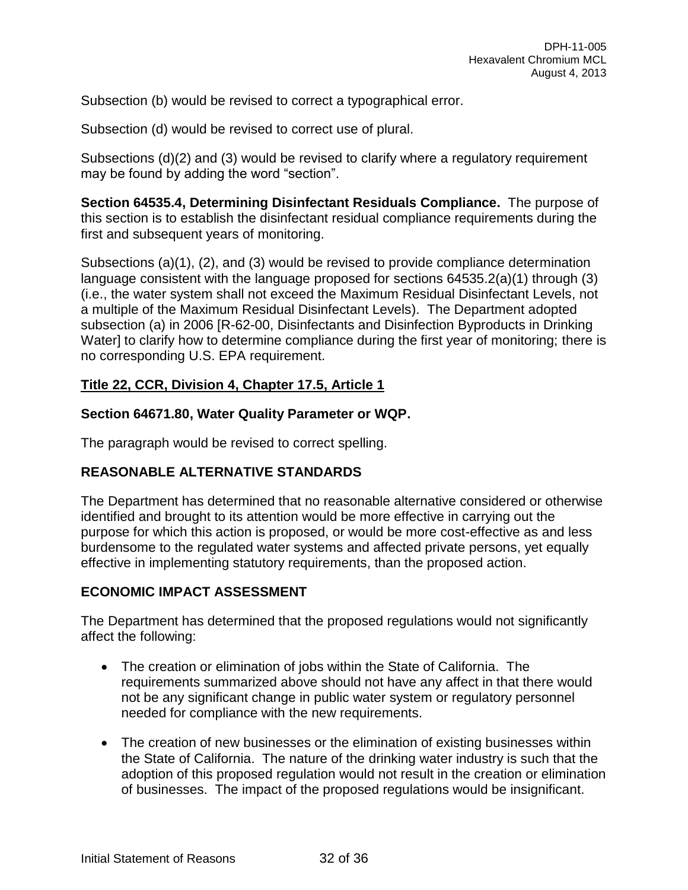Subsection (b) would be revised to correct a typographical error.

Subsection (d) would be revised to correct use of plural.

Subsections (d)(2) and (3) would be revised to clarify where a regulatory requirement may be found by adding the word “section”.

**Section 64535.4, Determining Disinfectant Residuals Compliance.** The purpose of this section is to establish the disinfectant residual compliance requirements during the first and subsequent years of monitoring.

Subsections (a)(1), (2), and (3) would be revised to provide compliance determination language consistent with the language proposed for sections 64535.2(a)(1) through (3) (i.e., the water system shall not exceed the Maximum Residual Disinfectant Levels, not a multiple of the Maximum Residual Disinfectant Levels). The Department adopted subsection (a) in 2006 [R-62-00, Disinfectants and Disinfection Byproducts in Drinking Water] to clarify how to determine compliance during the first year of monitoring; there is no corresponding U.S. EPA requirement.

**<u>Title 22, CCR, Division 4, Chapter 17.5, Article 1</u>**

**Section 64671.80, Water Quality Parameter or WQP.**

The paragraph would be revised to correct spelling.

## REASONABLE ALTERNATIVE STANDARDS

The Department has determined that no reasonable alternative considered or otherwise identified and brought to its attention would be more effective in carrying out the purpose for which this action is proposed, or would be more cost-effective as and less burdensome to the regulated water systems and affected private persons, yet equally effective in implementing statutory requirements, than the proposed action.

## ECONOMIC IMPACT ASSESSMENT

The Department has determined that the proposed regulations would not significantly affect the following:

- The creation or elimination of jobs within the State of California. The requirements summarized above should not have any affect in that there would not be any significant change in public water system or regulatory personnel needed for compliance with the new requirements.

- The creation of new businesses or the elimination of existing businesses within the State of California. The nature of the drinking water industry is such that the adoption of this proposed regulation would not result in the creation or elimination of businesses. The impact of the proposed regulations would be insignificant.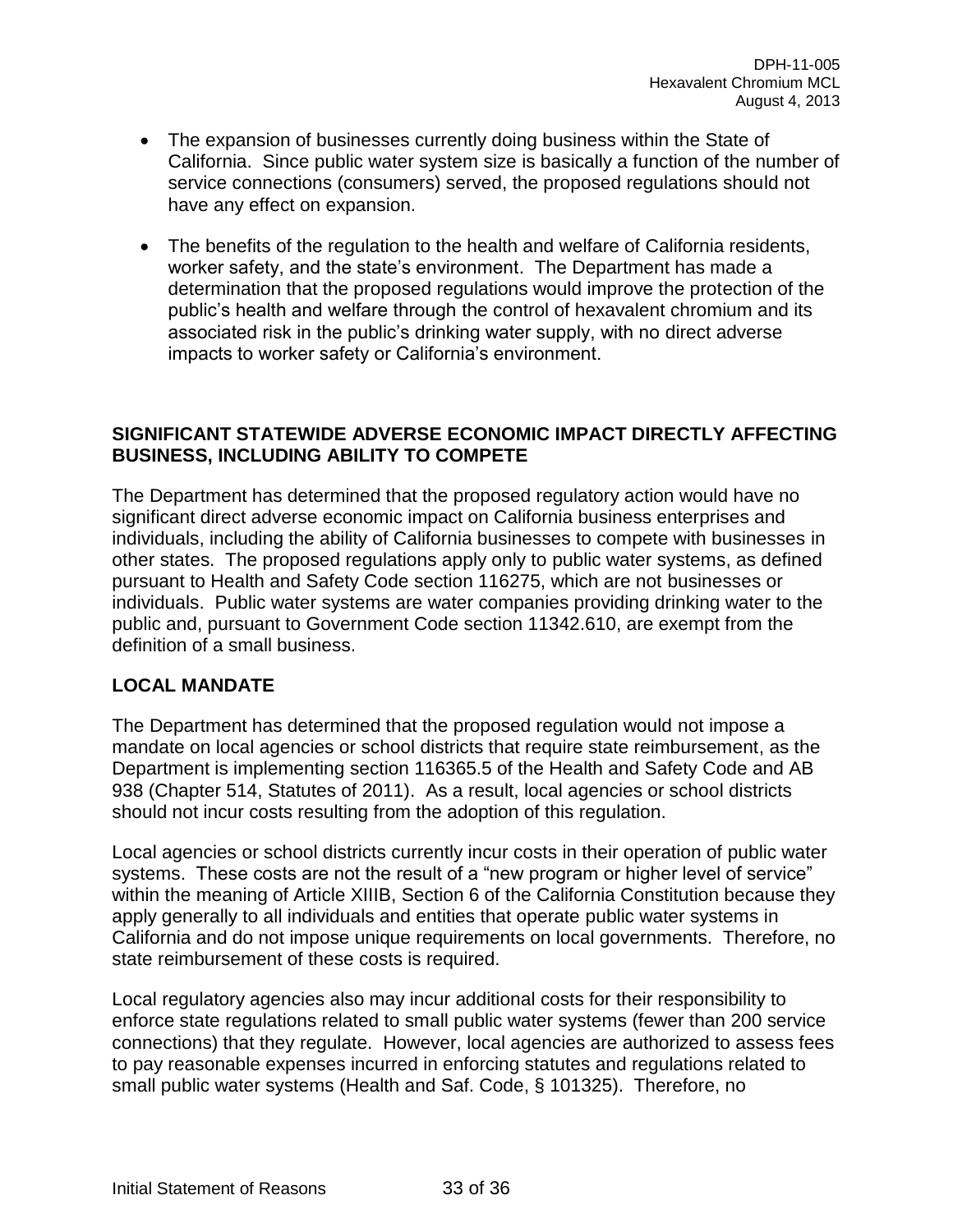- The expansion of businesses currently doing business within the State of California. Since public water system size is basically a function of the number of service connections (consumers) served, the proposed regulations should not have any effect on expansion.

- The benefits of the regulation to the health and welfare of California residents, worker safety, and the state's environment. The Department has made a determination that the proposed regulations would improve the protection of the public's health and welfare through the control of hexavalent chromium and its associated risk in the public's drinking water supply, with no direct adverse impacts to worker safety or California's environment.

## SIGNIFICANT STATEWIDE ADVERSE ECONOMIC IMPACT DIRECTLY AFFECTING BUSINESS, INCLUDING ABILITY TO COMPETE

The Department has determined that the proposed regulatory action would have no significant direct adverse economic impact on California business enterprises and individuals, including the ability of California businesses to compete with businesses in other states. The proposed regulations apply only to public water systems, as defined pursuant to Health and Safety Code section 116275, which are not businesses or individuals. Public water systems are water companies providing drinking water to the public and, pursuant to Government Code section 11342.610, are exempt from the definition of a small business.

## LOCAL MANDATE

The Department has determined that the proposed regulation would not impose a mandate on local agencies or school districts that require state reimbursement, as the Department is implementing section 116365.5 of the Health and Safety Code and AB 938 (Chapter 514, Statutes of 2011). As a result, local agencies or school districts should not incur costs resulting from the adoption of this regulation.

Local agencies or school districts currently incur costs in their operation of public water systems. These costs are not the result of a "new program or higher level of service" within the meaning of Article XIIIB, Section 6 of the California Constitution because they apply generally to all individuals and entities that operate public water systems in California and do not impose unique requirements on local governments. Therefore, no state reimbursement of these costs is required.

Local regulatory agencies also may incur additional costs for their responsibility to enforce state regulations related to small public water systems (fewer than 200 service connections) that they regulate. However, local agencies are authorized to assess fees to pay reasonable expenses incurred in enforcing statutes and regulations related to small public water systems (Health and Saf. Code, § 101325). Therefore, no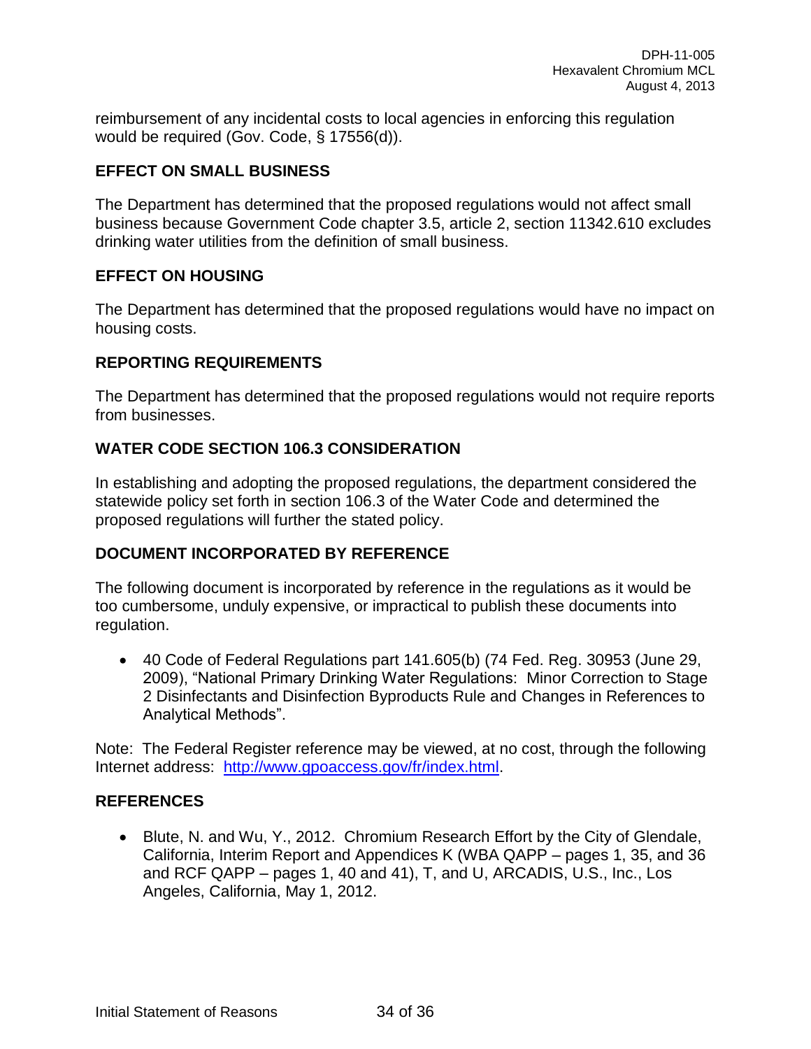reimbursement of any incidental costs to local agencies in enforcing this regulation would be required (Gov. Code, § 17556(d)).

## EFFECT ON SMALL BUSINESS

The Department has determined that the proposed regulations would not affect small business because Government Code chapter 3.5, article 2, section 11342.610 excludes drinking water utilities from the definition of small business.

## EFFECT ON HOUSING

The Department has determined that the proposed regulations would have no impact on housing costs.

## REPORTING REQUIREMENTS

The Department has determined that the proposed regulations would not require reports from businesses.

## WATER CODE SECTION 106.3 CONSIDERATION

In establishing and adopting the proposed regulations, the department considered the statewide policy set forth in section 106.3 of the Water Code and determined the proposed regulations will further the stated policy.

## DOCUMENT INCORPORATED BY REFERENCE

The following document is incorporated by reference in the regulations as it would be too cumbersome, unduly expensive, or impractical to publish these documents into regulation.

- 40 Code of Federal Regulations part 141.605(b) (74 Fed. Reg. 30953 (June 29, 2009), "National Primary Drinking Water Regulations: Minor Correction to Stage 2 Disinfectants and Disinfection Byproducts Rule and Changes in References to Analytical Methods".

Note: The Federal Register reference may be viewed, at no cost, through the following Internet address: http://www.gpoaccess.gov/fr/index.html.

## REFERENCES

- Blute, N. and Wu, Y., 2012. Chromium Research Effort by the City of Glendale, California, Interim Report and Appendices K (WBA QAPP – pages 1, 35, and 36 and RCF QAPP – pages 1, 40 and 41), T, and U, ARCADIS, U.S., Inc., Los Angeles, California, May 1, 2012.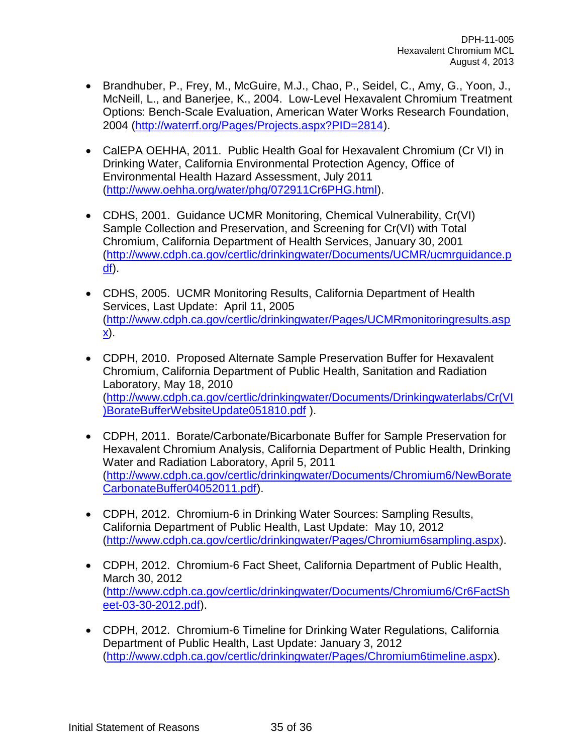- Brandhuber, P., Frey, M., McGuire, M.J., Chao, P., Seidel, C., Amy, G., Yoon, J., McNeill, L., and Banerjee, K., 2004. Low-Level Hexavalent Chromium Treatment Options: Bench-Scale Evaluation, American Water Works Research Foundation, 2004 (http://waterrf.org/Pages/Projects.aspx?PID=2814).

- CalEPA OEHHA, 2011. Public Health Goal for Hexavalent Chromium (Cr VI) in Drinking Water, California Environmental Protection Agency, Office of Environmental Health Hazard Assessment, July 2011 (http://www.oehha.org/water/phg/072911Cr6PHG.html).

- CDHS, 2001. Guidance UCMR Monitoring, Chemical Vulnerability, Cr(VI) Sample Collection and Preservation, and Screening for Cr(VI) with Total Chromium, California Department of Health Services, January 30, 2001 (http://www.cdph.ca.gov/certlic/drinkingwater/Documents/UCMR/ucmrguidance.pdf).

- CDHS, 2005. UCMR Monitoring Results, California Department of Health Services, Last Update: April 11, 2005 (http://www.cdph.ca.gov/certlic/drinkingwater/Pages/UCMRmonitoringresults.aspx).

- CDPH, 2010. Proposed Alternate Sample Preservation Buffer for Hexavalent Chromium, California Department of Public Health, Sanitation and Radiation Laboratory, May 18, 2010 (http://www.cdph.ca.gov/certlic/drinkingwater/Documents/Drinkingwaterlabs/Cr(VI)BorateBufferWebsiteUpdate051810.pdf ).

- CDPH, 2011. Borate/Carbonate/Bicarbonate Buffer for Sample Preservation for Hexavalent Chromium Analysis, California Department of Public Health, Drinking Water and Radiation Laboratory, April 5, 2011 (http://www.cdph.ca.gov/certlic/drinkingwater/Documents/Chromium6/NewBorateCarbonateBuffer04052011.pdf).

- CDPH, 2012. Chromium-6 in Drinking Water Sources: Sampling Results, California Department of Public Health, Last Update: May 10, 2012 (http://www.cdph.ca.gov/certlic/drinkingwater/Pages/Chromium6sampling.aspx).

- CDPH, 2012. Chromium-6 Fact Sheet, California Department of Public Health, March 30, 2012 (http://www.cdph.ca.gov/certlic/drinkingwater/Documents/Chromium6/Cr6FactSheet-03-30-2012.pdf).

- CDPH, 2012. Chromium-6 Timeline for Drinking Water Regulations, California Department of Public Health, Last Update: January 3, 2012 (http://www.cdph.ca.gov/certlic/drinkingwater/Pages/Chromium6timeline.aspx).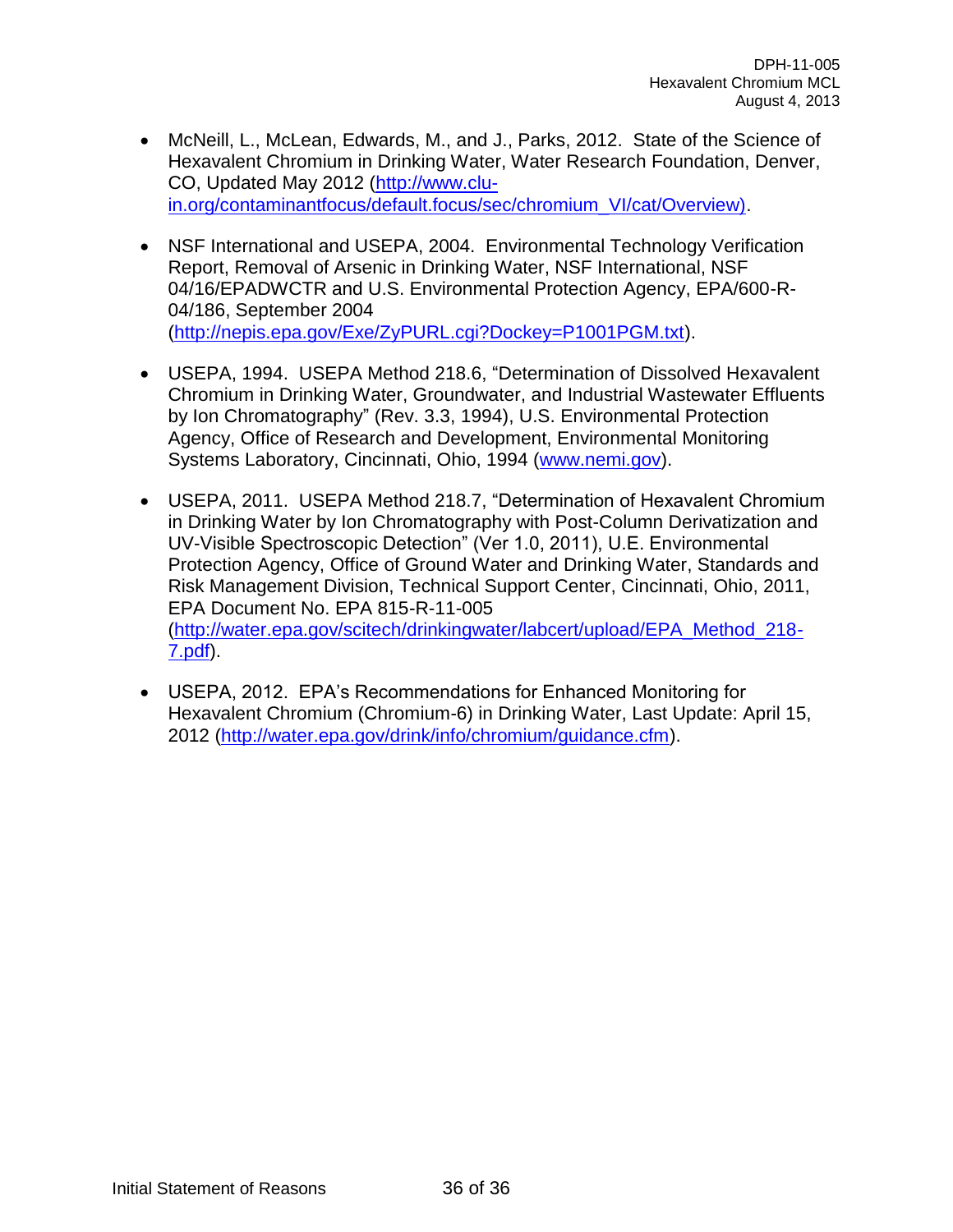- McNeill, L., McLean, Edwards, M., and J., Parks, 2012. State of the Science of Hexavalent Chromium in Drinking Water, Water Research Foundation, Denver, CO, Updated May 2012 (http://www.clu-in.org/contaminantfocus/default.focus/sec/chromium_VI/cat/Overview).

- NSF International and USEPA, 2004. Environmental Technology Verification Report, Removal of Arsenic in Drinking Water, NSF International, NSF 04/16/EPADWCTR and U.S. Environmental Protection Agency, EPA/600-R-04/186, September 2004 (http://nepis.epa.gov/Exe/ZyPURL.cgi?Dockey=P1001PGM.txt).

- USEPA, 1994. USEPA Method 218.6, "Determination of Dissolved Hexavalent Chromium in Drinking Water, Groundwater, and Industrial Wastewater Effluents by Ion Chromatography" (Rev. 3.3, 1994), U.S. Environmental Protection Agency, Office of Research and Development, Environmental Monitoring Systems Laboratory, Cincinnati, Ohio, 1994 (www.nemi.gov).

- USEPA, 2011. USEPA Method 218.7, "Determination of Hexavalent Chromium in Drinking Water by Ion Chromatography with Post-Column Derivatization and UV-Visible Spectroscopic Detection" (Ver 1.0, 2011), U.E. Environmental Protection Agency, Office of Ground Water and Drinking Water, Standards and Risk Management Division, Technical Support Center, Cincinnati, Ohio, 2011, EPA Document No. EPA 815-R-11-005 (http://water.epa.gov/scitech/drinkingwater/labcert/upload/EPA_Method_218-7.pdf).

- USEPA, 2012. EPA's Recommendations for Enhanced Monitoring for Hexavalent Chromium (Chromium-6) in Drinking Water, Last Update: April 15, 2012 (http://water.epa.gov/drink/info/chromium/guidance.cfm).